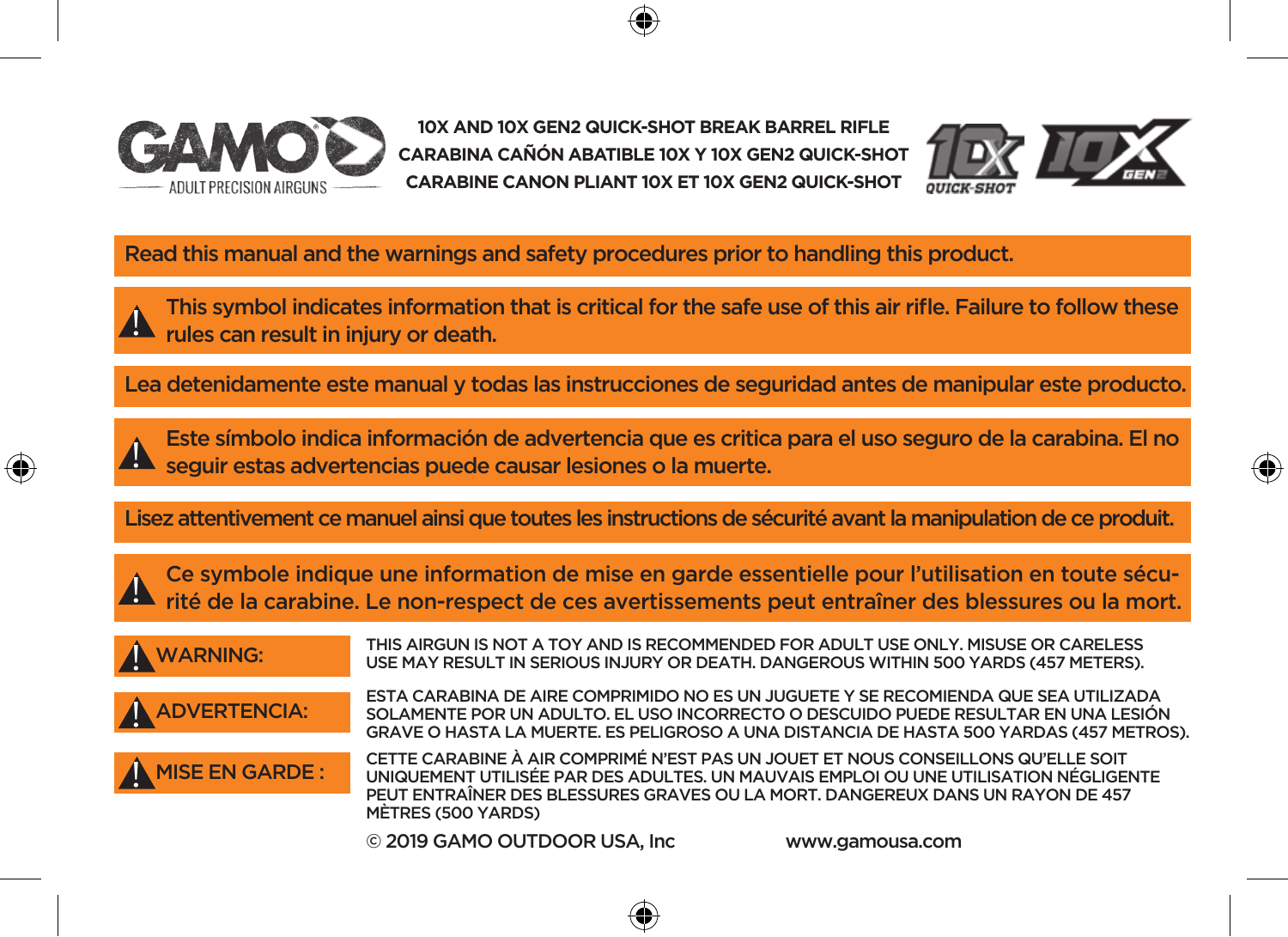GAMO
ADULT PRECISION AIRGUNS

# 10X AND 10X GEN2 QUICK-SHOT BREAK BARREL RIFLE
# CARABINA CAÑÓN ABATIBLE 10X Y 10X GEN2 QUICK-SHOT
# CARABINE CANON PLIANT 10X ET 10X GEN2 QUICK-SHOT

10X QUICK-SHOT 10X GEN2

**Read this manual and the warnings and safety procedures prior to handling this product.**

⚠ **This symbol indicates information that is critical for the safe use of this air rifle. Failure to follow these rules can result in injury or death.**

**Lea detenidamente este manual y todas las instrucciones de seguridad antes de manipular este producto.**

⚠ **Este símbolo indica información de advertencia que es critica para el uso seguro de la carabina. El no seguir estas advertencias puede causar lesiones o la muerte.**

**Lisez attentivement ce manuel ainsi que toutes les instructions de sécurité avant la manipulation de ce produit.**

⚠ **Ce symbole indique une information de mise en garde essentielle pour l'utilisation en toute sécurité de la carabine. Le non-respect de ces avertissements peut entraîner des blessures ou la mort.**

⚠ **WARNING:** THIS AIRGUN IS NOT A TOY AND IS RECOMMENDED FOR ADULT USE ONLY. MISUSE OR CARELESS USE MAY RESULT IN SERIOUS INJURY OR DEATH. DANGEROUS WITHIN 500 YARDS (457 METERS).

⚠ **ADVERTENCIA:** ESTA CARABINA DE AIRE COMPRIMIDO NO ES UN JUGUETE Y SE RECOMIENDA QUE SEA UTILIZADA SOLAMENTE POR UN ADULTO. EL USO INCORRECTO O DESCUIDO PUEDE RESULTAR EN UNA LESIÓN GRAVE O HASTA LA MUERTE. ES PELIGROSO A UNA DISTANCIA DE HASTA 500 YARDAS (457 METROS).

⚠ **MISE EN GARDE :** CETTE CARABINE À AIR COMPRIMÉ N'EST PAS UN JOUET ET NOUS CONSEILLONS QU'ELLE SOIT UNIQUEMENT UTILISÉE PAR DES ADULTES. UN MAUVAIS EMPLOI OU UNE UTILISATION NÉGLIGENTE PEUT ENTRAÎNER DES BLESSURES GRAVES OU LA MORT. DANGEREUX DANS UN RAYON DE 457 MÈTRES (500 YARDS)

© 2019 GAMO OUTDOOR USA, Inc www.gamousa.com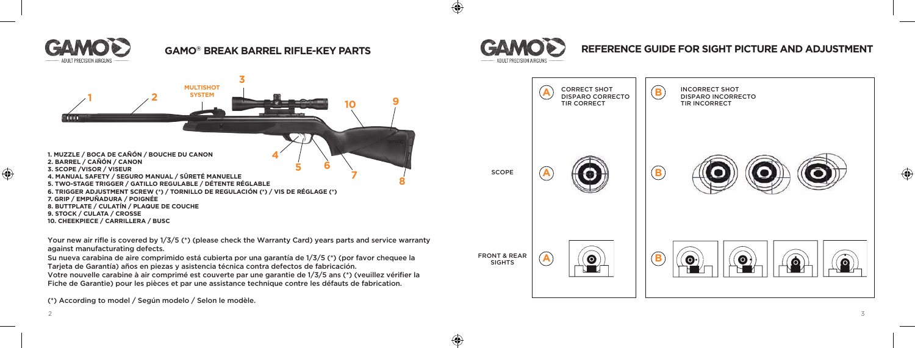# GAMO® BREAK BARREL RIFLE-KEY PARTS

MULTISHOT SYSTEM

1. MUZZLE / BOCA DE CAÑÓN / BOUCHE DU CANON
2. BARREL / CAÑÓN / CANON
3. SCOPE /VISOR / VISEUR
4. MANUAL SAFETY / SEGURO MANUAL / SÛRETÉ MANUELLE
5. TWO-STAGE TRIGGER / GATILLO REGULABLE / DÉTENTE RÉGLABLE
6. TRIGGER ADJUSTMENT SCREW (*) / TORNILLO DE REGULACIÓN (*) / VIS DE RÉGLAGE (*)
7. GRIP / EMPUÑADURA / POIGNÉE
8. BUTTPLATE / CULATÍN / PLAQUE DE COUCHE
9. STOCK / CULATA / CROSSE
10. CHEEKPIECE / CARRILLERA / BUSC

Your new air rifle is covered by 1/3/5 (*) (please check the Warranty Card) years parts and service warranty against manufacturating defects.

Su nueva carabina de aire comprimido está cubierta por una garantía de 1/3/5 (*) (por favor chequee la Tarjeta de Garantía) años en piezas y asistencia técnica contra defectos de fabricación.

Votre nouvelle carabine à air comprimé est couverte par une garantie de 1/3/5 ans (*) (veuillez vérifier la Fiche de Garantie) pour les pièces et par une assistance technique contre les défauts de fabrication.

(*) According to model / Según modelo / Selon le modèle.

# REFERENCE GUIDE FOR SIGHT PICTURE AND ADJUSTMENT

| | A | B |
|---|---|---|
| | CORRECT SHOT / DISPARO CORRECTO / TIR CORRECT | INCORRECT SHOT / DISPARO INCORRECTO / TIR INCORRECT |
| SCOPE | A | B |
| FRONT & REAR SIGHTS | A | B |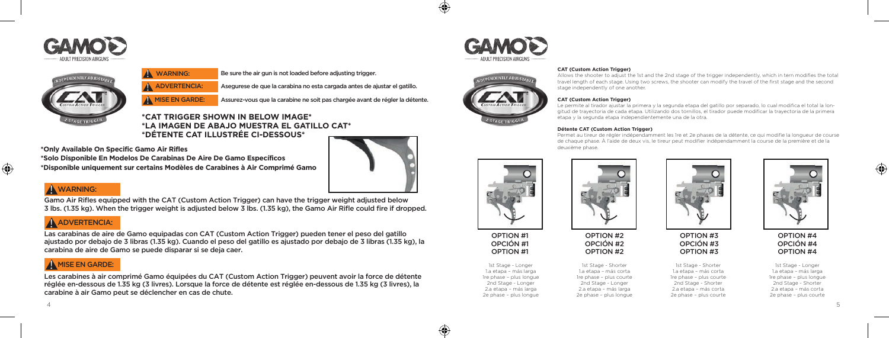| WARNING: | Be sure the air gun is not loaded before adjusting trigger. |
|---|---|
| ADVERTENCIA: | Asegurese de que la carabina no esta cargada antes de ajustar el gatillo. |
| MISE EN GARDE: | Assurez-vous que la carabine ne soit pas chargée avant de régler la détente. |

**\*CAT TRIGGER SHOWN IN BELOW IMAGE\***
**\*LA IMAGEN DE ABAJO MUESTRA EL GATILLO CAT\***
**\*DÉTENTE CAT ILLUSTRÉE CI-DESSOUS\***

**\*Only Available On Specific Gamo Air Rifles**
**\*Solo Disponible En Modelos De Carabinas De Aire De Gamo Específicos**
**\*Disponible uniquement sur certains Modèles de Carabines à Air Comprimé Gamo**

## WARNING:

Gamo Air Rifles equipped with the CAT (Custom Action Trigger) can have the trigger weight adjusted below 3 lbs. (1.35 kg). When the trigger weight is adjusted below 3 lbs. (1.35 kg), the Gamo Air Rifle could fire if dropped.

## ADVERTENCIA:

Las carabinas de aire de Gamo equipadas con CAT (Custom Action Trigger) pueden tener el peso del gatillo ajustado por debajo de 3 libras (1.35 kg). Cuando el peso del gatillo es ajustado por debajo de 3 libras (1.35 kg), la carabina de aire de Gamo se puede disparar si se deja caer.

## MISE EN GARDE:

Les carabines à air comprimé Gamo équipées du CAT (Custom Action Trigger) peuvent avoir la force de détente réglée en-dessous de 1.35 kg (3 livres). Lorsque la force de détente est réglée en-dessous de 1.35 kg (3 livres), la carabine à air Gamo peut se déclencher en cas de chute.

**CAT (Custom Action Trigger)**

Allows the shooter to adjust the 1st and the 2nd stage of the trigger independently, which in tern modifies the total travel length of each stage. Using two screws, the shooter can modify the travel of the first stage and the second stage independently of one another.

**CAT (Custom Action Trigger)**

Le permite al tirador ajustar la primera y la segunda etapa del gatillo por separado, lo cual modifica el total la longitud de trayectoria de cada etapa. Utilizando dos tornillos, el tirador puede modificar la trayectoria de la primera etapa y la segunda etapa independientemente una de la otra.

**Détente CAT (Custom Action Trigger)**

Permet au tireur de régler indépendamment les 1re et 2e phases de la détente, ce qui modifie la longueur de course de chaque phase. À l'aide de deux vis, le tireur peut modifier indépendamment la course de la première et de la deuxième phase.

| OPTION #1 / OPCIÓN #1 / OPTION #1 | OPTION #2 / OPCIÓN #2 / OPTION #2 | OPTION #3 / OPCIÓN #3 / OPTION #3 | OPTION #4 / OPCIÓN #4 / OPTION #4 |
|---|---|---|---|
| 1st Stage - Longer | 1st Stage - Shorter | 1st Stage - Shorter | 1st Stage - Longer |
| 1.a etapa – más larga | 1.a etapa – más corta | 1.a etapa – más corta | 1.a etapa – más larga |
| 1re phase – plus longue | 1re phase – plus courte | 1re phase – plus courte | 1re phase – plus longue |
| 2nd Stage - Longer | 2nd Stage - Longer | 2nd Stage - Shorter | 2nd Stage - Shorter |
| 2.a etapa – más larga | 2.a etapa – más larga | 2.a etapa – más corta | 2.a etapa – más corta |
| 2e phase – plus longue | 2e phase – plus longue | 2e phase – plus courte | 2e phase – plus courte |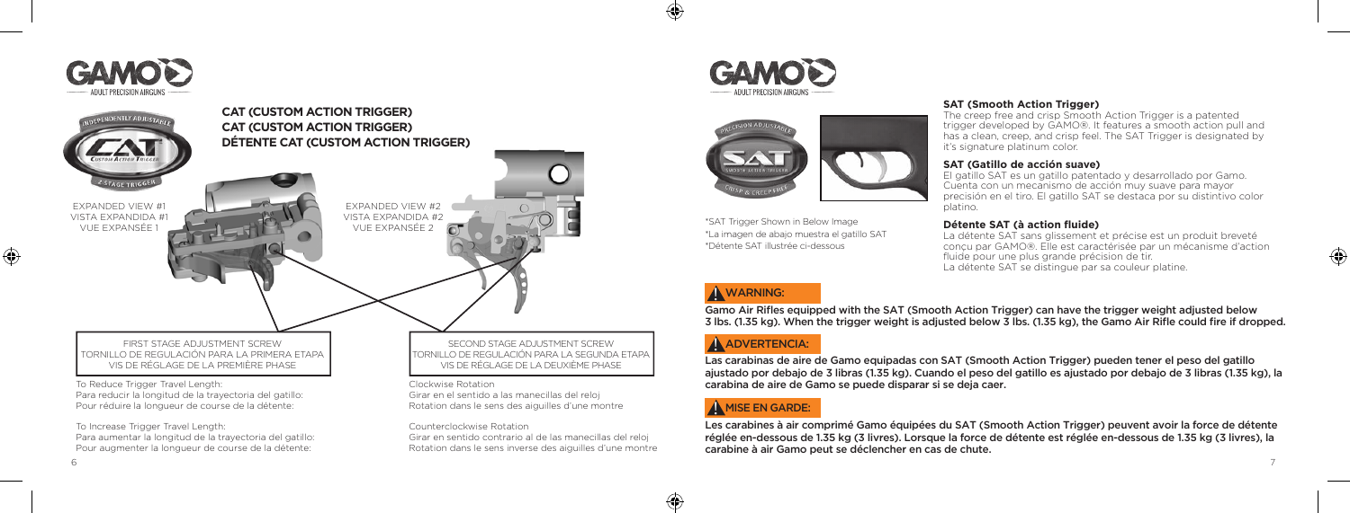## CAT (CUSTOM ACTION TRIGGER)
## CAT (CUSTOM ACTION TRIGGER)
## DÉTENTE CAT (CUSTOM ACTION TRIGGER)

EXPANDED VIEW #1
VISTA EXPANDIDA #1
VUE EXPANSÉE 1

EXPANDED VIEW #2
VISTA EXPANDIDA #2
VUE EXPANSÉE 2

FIRST STAGE ADJUSTMENT SCREW
TORNILLO DE REGULACIÓN PARA LA PRIMERA ETAPA
VIS DE RÉGLAGE DE LA PREMIÈRE PHASE

SECOND STAGE ADJUSTMENT SCREW
TORNILLO DE REGULACIÓN PARA LA SEGUNDA ETAPA
VIS DE RÉGLAGE DE LA DEUXIÈME PHASE

To Reduce Trigger Travel Length:
Para reducir la longitud de la trayectoria del gatillo:
Pour réduire la longueur de course de la détente:

Clockwise Rotation
Girar en el sentido a las manecillas del reloj
Rotation dans le sens des aiguilles d'une montre

To Increase Trigger Travel Length:
Para aumentar la longitud de la trayectoria del gatillo:
Pour augmenter la longueur de course de la détente:

Counterclockwise Rotation
Girar en sentido contrario al de las manecillas del reloj
Rotation dans le sens inverse des aiguilles d'une montre

*SAT Trigger Shown in Below Image
*La imagen de abajo muestra el gatillo SAT
*Détente SAT illustrée ci-dessous

### SAT (Smooth Action Trigger)

The creep free and crisp Smooth Action Trigger is a patented trigger developed by GAMO®. It features a smooth action pull and has a clean, creep, and crisp feel. The SAT Trigger is designated by it's signature platinum color.

### SAT (Gatillo de acción suave)

El gatillo SAT es un gatillo patentado y desarrollado por Gamo. Cuenta con un mecanismo de acción muy suave para mayor precisión en el tiro. El gatillo SAT se destaca por su distintivo color platino.

### Détente SAT (à action fluide)

La détente SAT sans glissement et précise est un produit breveté conçu par GAMO®. Elle est caractérisée par un mécanisme d'action fluide pour une plus grande précision de tir.
La détente SAT se distingue par sa couleur platine.

**⚠ WARNING:**

**Gamo Air Rifles equipped with the SAT (Smooth Action Trigger) can have the trigger weight adjusted below 3 lbs. (1.35 kg). When the trigger weight is adjusted below 3 lbs. (1.35 kg), the Gamo Air Rifle could fire if dropped.**

**⚠ ADVERTENCIA:**

**Las carabinas de aire de Gamo equipadas con SAT (Smooth Action Trigger) pueden tener el peso del gatillo ajustado por debajo de 3 libras (1.35 kg). Cuando el peso del gatillo es ajustado por debajo de 3 libras (1.35 kg), la carabina de aire de Gamo se puede disparar si se deja caer.**

**⚠ MISE EN GARDE:**

**Les carabines à air comprimé Gamo équipées du SAT (Smooth Action Trigger) peuvent avoir la force de détente réglée en-dessous de 1.35 kg (3 livres). Lorsque la force de détente est réglée en-dessous de 1.35 kg (3 livres), la carabine à air Gamo peut se déclencher en cas de chute.**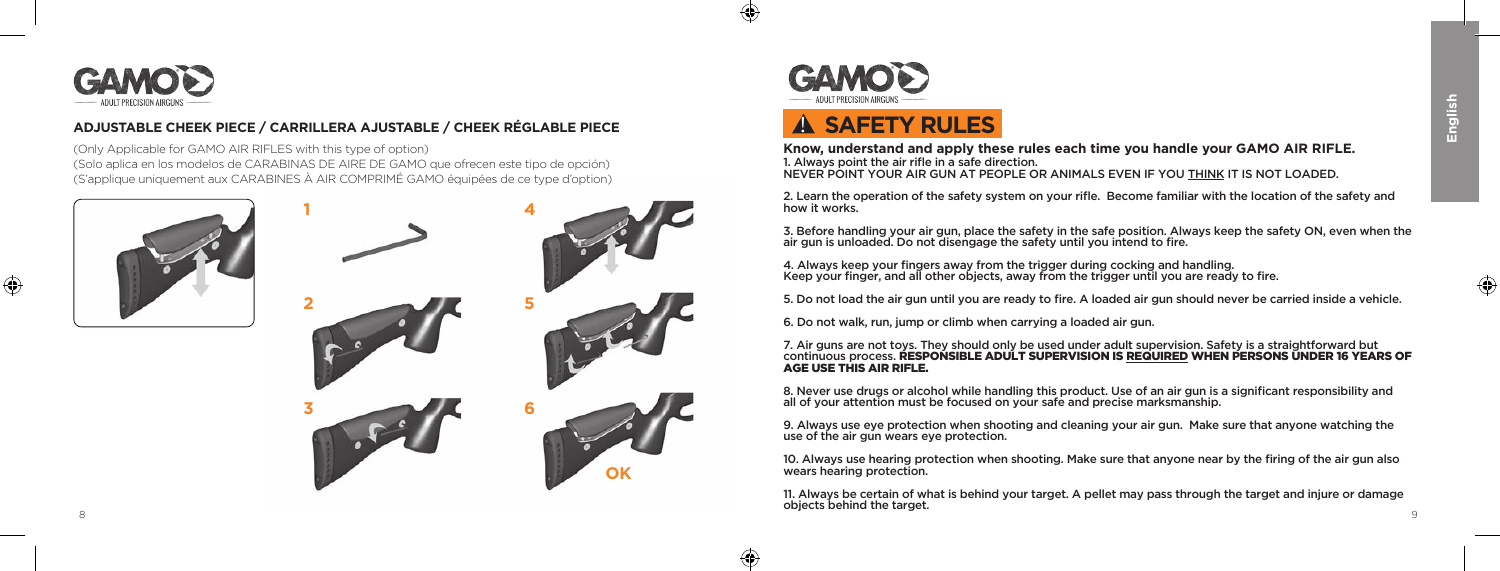## ADJUSTABLE CHEEK PIECE / CARRILLERA AJUSTABLE / CHEEK RÉGLABLE PIECE

(Only Applicable for GAMO AIR RIFLES with this type of option)
(Solo aplica en los modelos de CARABINAS DE AIRE DE GAMO que ofrecen este tipo de opción)
(S'applique uniquement aux CARABINES À AIR COMPRIMÉ GAMO équipées de ce type d'option)

1

2

3

4

5

6

OK

## ⚠ SAFETY RULES

**Know, understand and apply these rules each time you handle your GAMO AIR RIFLE.**

1. Always point the air rifle in a safe direction.
NEVER POINT YOUR AIR GUN AT PEOPLE OR ANIMALS EVEN IF YOU THINK IT IS NOT LOADED.

2. Learn the operation of the safety system on your rifle. Become familiar with the location of the safety and how it works.

3. Before handling your air gun, place the safety in the safe position. Always keep the safety ON, even when the air gun is unloaded. Do not disengage the safety until you intend to fire.

4. Always keep your fingers away from the trigger during cocking and handling.
Keep your finger, and all other objects, away from the trigger until you are ready to fire.

5. Do not load the air gun until you are ready to fire. A loaded air gun should never be carried inside a vehicle.

6. Do not walk, run, jump or climb when carrying a loaded air gun.

7. Air guns are not toys. They should only be used under adult supervision. Safety is a straightforward but continuous process. **RESPONSIBLE ADULT SUPERVISION IS REQUIRED WHEN PERSONS UNDER 16 YEARS OF AGE USE THIS AIR RIFLE.**

8. Never use drugs or alcohol while handling this product. Use of an air gun is a significant responsibility and all of your attention must be focused on your safe and precise marksmanship.

9. Always use eye protection when shooting and cleaning your air gun. Make sure that anyone watching the use of the air gun wears eye protection.

10. Always use hearing protection when shooting. Make sure that anyone near by the firing of the air gun also wears hearing protection.

11. Always be certain of what is behind your target. A pellet may pass through the target and injure or damage objects behind the target.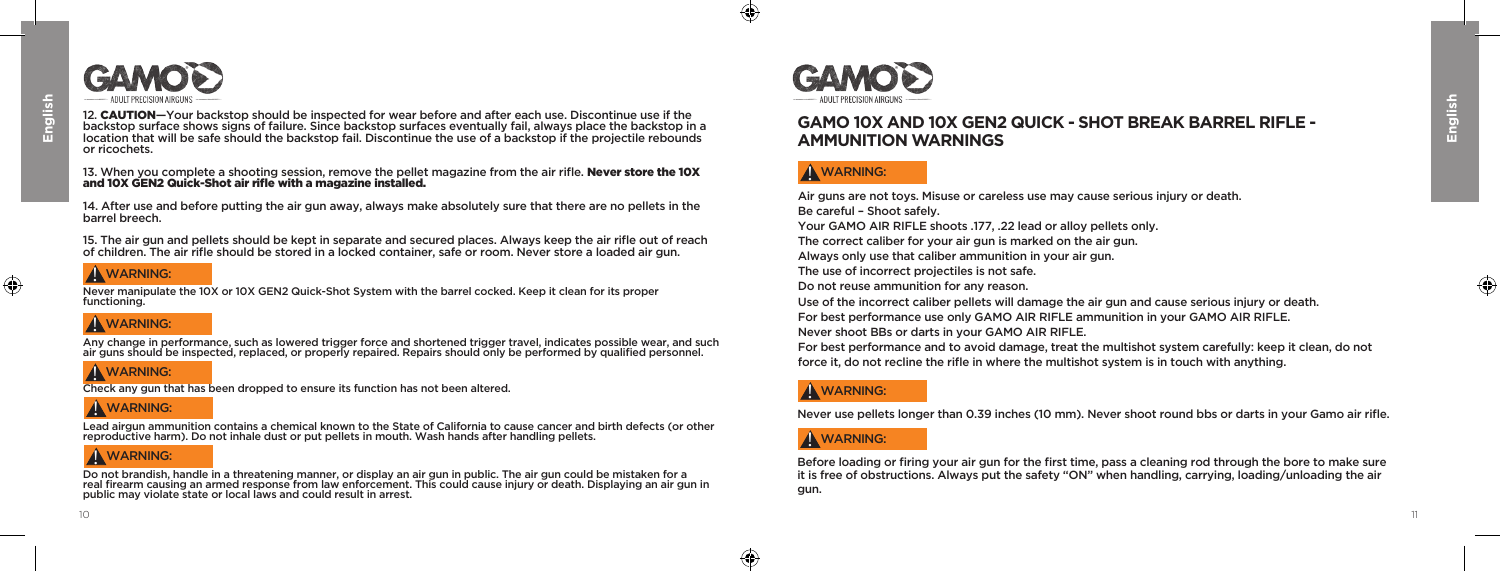12. **CAUTION**—Your backstop should be inspected for wear before and after each use. Discontinue use if the backstop surface shows signs of failure. Since backstop surfaces eventually fail, always place the backstop in a location that will be safe should the backstop fail. Discontinue the use of a backstop if the projectile rebounds or ricochets.

13. When you complete a shooting session, remove the pellet magazine from the air rifle. **Never store the 10X and 10X GEN2 Quick-Shot air rifle with a magazine installed.**

14. After use and before putting the air gun away, always make absolutely sure that there are no pellets in the barrel breech.

15. The air gun and pellets should be kept in separate and secured places. Always keep the air rifle out of reach of children. The air rifle should be stored in a locked container, safe or room. Never store a loaded air gun.

**⚠ WARNING:**

Never manipulate the 10X or 10X GEN2 Quick-Shot System with the barrel cocked. Keep it clean for its proper functioning.

**⚠ WARNING:**

Any change in performance, such as lowered trigger force and shortened trigger travel, indicates possible wear, and such air guns should be inspected, replaced, or properly repaired. Repairs should only be performed by qualified personnel.

**⚠ WARNING:**

Check any gun that has been dropped to ensure its function has not been altered.

**⚠ WARNING:**

Lead airgun ammunition contains a chemical known to the State of California to cause cancer and birth defects (or other reproductive harm). Do not inhale dust or put pellets in mouth. Wash hands after handling pellets.

**⚠ WARNING:**

Do not brandish, handle in a threatening manner, or display an air gun in public. The air gun could be mistaken for a real firearm causing an armed response from law enforcement. This could cause injury or death. Displaying an air gun in public may violate state or local laws and could result in arrest.

## GAMO 10X AND 10X GEN2 QUICK - SHOT BREAK BARREL RIFLE - AMMUNITION WARNINGS

**⚠ WARNING:**

Air guns are not toys. Misuse or careless use may cause serious injury or death.
Be careful – Shoot safely.
Your GAMO AIR RIFLE shoots .177, .22 lead or alloy pellets only.
The correct caliber for your air gun is marked on the air gun.
Always only use that caliber ammunition in your air gun.
The use of incorrect projectiles is not safe.
Do not reuse ammunition for any reason.
Use of the incorrect caliber pellets will damage the air gun and cause serious injury or death.
For best performance use only GAMO AIR RIFLE ammunition in your GAMO AIR RIFLE.
Never shoot BBs or darts in your GAMO AIR RIFLE.
For best performance and to avoid damage, treat the multishot system carefully: keep it clean, do not force it, do not recline the rifle in where the multishot system is in touch with anything.

**⚠ WARNING:**

Never use pellets longer than 0.39 inches (10 mm). Never shoot round bbs or darts in your Gamo air rifle.

**⚠ WARNING:**

Before loading or firing your air gun for the first time, pass a cleaning rod through the bore to make sure it is free of obstructions. Always put the safety "ON" when handling, carrying, loading/unloading the air gun.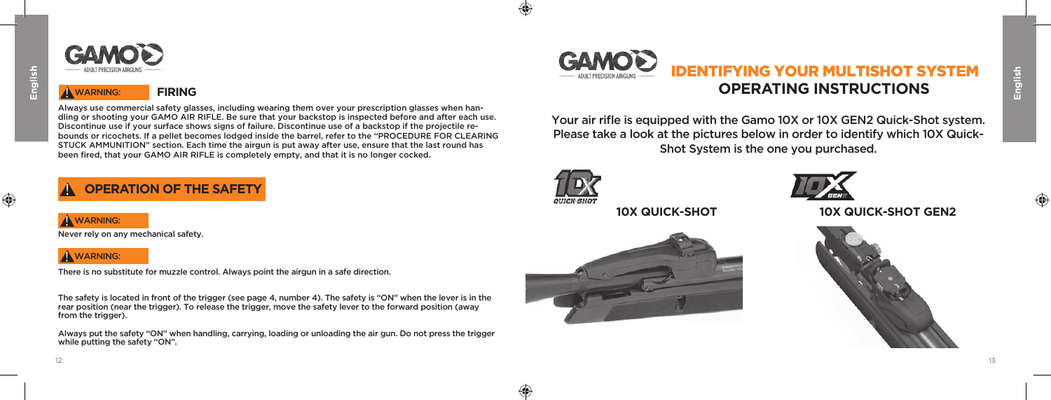## WARNING: FIRING

Always use commercial safety glasses, including wearing them over your prescription glasses when handling or shooting your GAMO AIR RIFLE. Be sure that your backstop is inspected before and after each use. Discontinue use if your surface shows signs of failure. Discontinue use of a backstop if the projectile rebounds or ricochets. If a pellet becomes lodged inside the barrel, refer to the "PROCEDURE FOR CLEARING STUCK AMMUNITION" section. Each time the airgun is put away after use, ensure that the last round has been fired, that your GAMO AIR RIFLE is completely empty, and that it is no longer cocked.

## OPERATION OF THE SAFETY

**WARNING:**

Never rely on any mechanical safety.

**WARNING:**

There is no substitute for muzzle control. Always point the airgun in a safe direction.

The safety is located in front of the trigger (see page 4, number 4). The safety is "ON" when the lever is in the rear position (near the trigger). To release the trigger, move the safety lever to the forward position (away from the trigger).

Always put the safety "ON" when handling, carrying, loading or unloading the air gun. Do not press the trigger while putting the safety "ON".

# IDENTIFYING YOUR MULTISHOT SYSTEM
## OPERATING INSTRUCTIONS

Your air rifle is equipped with the Gamo 10X or 10X GEN2 Quick-Shot system. Please take a look at the pictures below in order to identify which 10X Quick-Shot System is the one you purchased.

**10X QUICK-SHOT**

**10X QUICK-SHOT GEN2**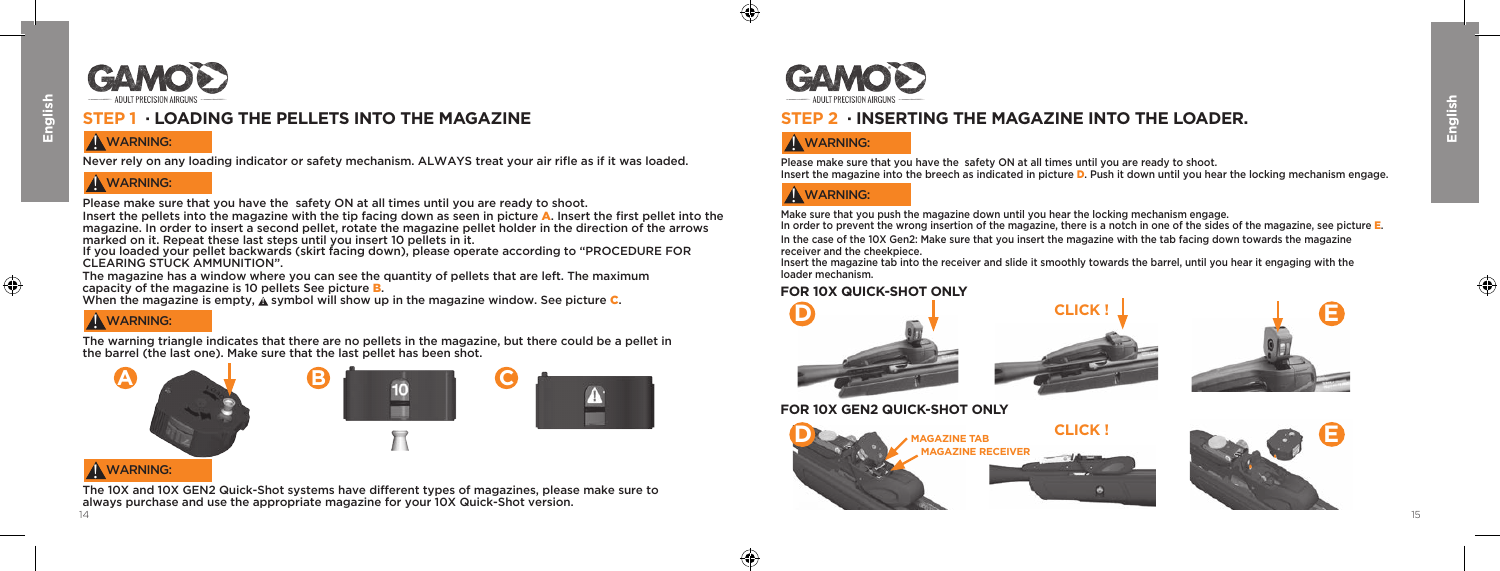## STEP 1 · LOADING THE PELLETS INTO THE MAGAZINE

**WARNING:**

Never rely on any loading indicator or safety mechanism. ALWAYS treat your air rifle as if it was loaded.

**WARNING:**

Please make sure that you have the safety ON at all times until you are ready to shoot.

Insert the pellets into the magazine with the tip facing down as seen in picture **A**. Insert the first pellet into the magazine. In order to insert a second pellet, rotate the magazine pellet holder in the direction of the arrows marked on it. Repeat these last steps until you insert 10 pellets in it.

If you loaded your pellet backwards (skirt facing down), please operate according to "PROCEDURE FOR CLEARING STUCK AMMUNITION".

The magazine has a window where you can see the quantity of pellets that are left. The maximum capacity of the magazine is 10 pellets See picture **B**.

When the magazine is empty, ⚠ symbol will show up in the magazine window. See picture **C**.

**WARNING:**

The warning triangle indicates that there are no pellets in the magazine, but there could be a pellet in the barrel (the last one). Make sure that the last pellet has been shot.

A

B

C

**WARNING:**

The 10X and 10X GEN2 Quick-Shot systems have different types of magazines, please make sure to always purchase and use the appropriate magazine for your 10X Quick-Shot version.

## STEP 2 · INSERTING THE MAGAZINE INTO THE LOADER.

**WARNING:**

Please make sure that you have the safety ON at all times until you are ready to shoot.

Insert the magazine into the breech as indicated in picture **D**. Push it down until you hear the locking mechanism engage.

**WARNING:**

Make sure that you push the magazine down until you hear the locking mechanism engage.

In order to prevent the wrong insertion of the magazine, there is a notch in one of the sides of the magazine, see picture **E**.

In the case of the 10X Gen2: Make sure that you insert the magazine with the tab facing down towards the magazine receiver and the cheekpiece.

Insert the magazine tab into the receiver and slide it smoothly towards the barrel, until you hear it engaging with the loader mechanism.

**FOR 10X QUICK-SHOT ONLY**

D

CLICK !

E

**FOR 10X GEN2 QUICK-SHOT ONLY**

D

MAGAZINE TAB

MAGAZINE RECEIVER

CLICK !

E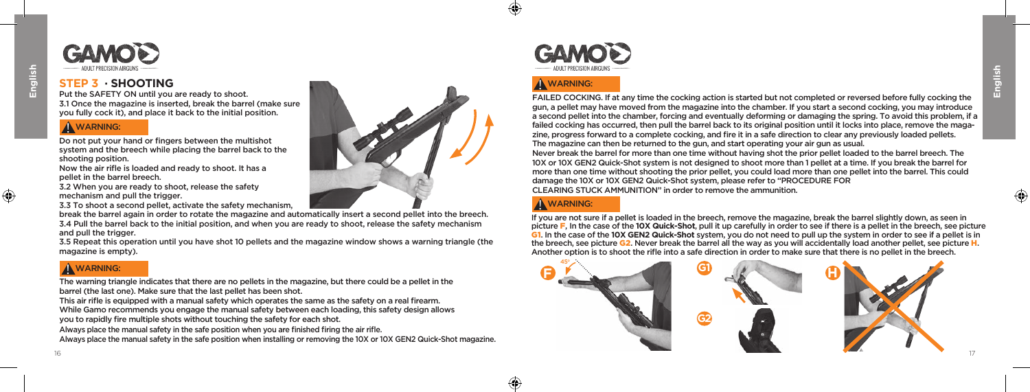## STEP 3 · SHOOTING

Put the SAFETY ON until you are ready to shoot.

3.1 Once the magazine is inserted, break the barrel (make sure you fully cock it), and place it back to the initial position.

**⚠ WARNING:**

Do not put your hand or fingers between the multishot system and the breech while placing the barrel back to the shooting position.

Now the air rifle is loaded and ready to shoot. It has a pellet in the barrel breech.

3.2 When you are ready to shoot, release the safety mechanism and pull the trigger.

3.3 To shoot a second pellet, activate the safety mechanism, break the barrel again in order to rotate the magazine and automatically insert a second pellet into the breech.

3.4 Pull the barrel back to the initial position, and when you are ready to shoot, release the safety mechanism and pull the trigger.

3.5 Repeat this operation until you have shot 10 pellets and the magazine window shows a warning triangle (the magazine is empty).

**⚠ WARNING:**

The warning triangle indicates that there are no pellets in the magazine, but there could be a pellet in the barrel (the last one). Make sure that the last pellet has been shot.

This air rifle is equipped with a manual safety which operates the same as the safety on a real firearm.

While Gamo recommends you engage the manual safety between each loading, this safety design allows you to rapidly fire multiple shots without touching the safety for each shot.

Always place the manual safety in the safe position when you are finished firing the air rifle.

Always place the manual safety in the safe position when installing or removing the 10X or 10X GEN2 Quick-Shot magazine.

**⚠ WARNING:**

FAILED COCKING. If at any time the cocking action is started but not completed or reversed before fully cocking the gun, a pellet may have moved from the magazine into the chamber. If you start a second cocking, you may introduce a second pellet into the chamber, forcing and eventually deforming or damaging the spring. To avoid this problem, if a failed cocking has occurred, then pull the barrel back to its original position until it locks into place, remove the magazine, progress forward to a complete cocking, and fire it in a safe direction to clear any previously loaded pellets. The magazine can then be returned to the gun, and start operating your air gun as usual.

Never break the barrel for more than one time without having shot the prior pellet loaded to the barrel breech. The 10X or 10X GEN2 Quick-Shot system is not designed to shoot more than 1 pellet at a time. If you break the barrel for more than one time without shooting the prior pellet, you could load more than one pellet into the barrel. This could damage the 10X or 10X GEN2 Quick-Shot system, please refer to "PROCEDURE FOR CLEARING STUCK AMMUNITION" in order to remove the ammunition.

**⚠ WARNING:**

If you are not sure if a pellet is loaded in the breech, remove the magazine, break the barrel slightly down, as seen in picture **F**. In the case of the **10X Quick-Shot**, pull it up carefully in order to see if there is a pellet in the breech, see picture **G1**. In the case of the **10X GEN2 Quick-Shot** system, you do not need to pull up the system in order to see if a pellet is in the breech, see picture **G2**. Never break the barrel all the way as you will accidentally load another pellet, see picture **H**. Another option is to shoot the rifle into a safe direction in order to make sure that there is no pellet in the breech.

F 45° G1 G2 H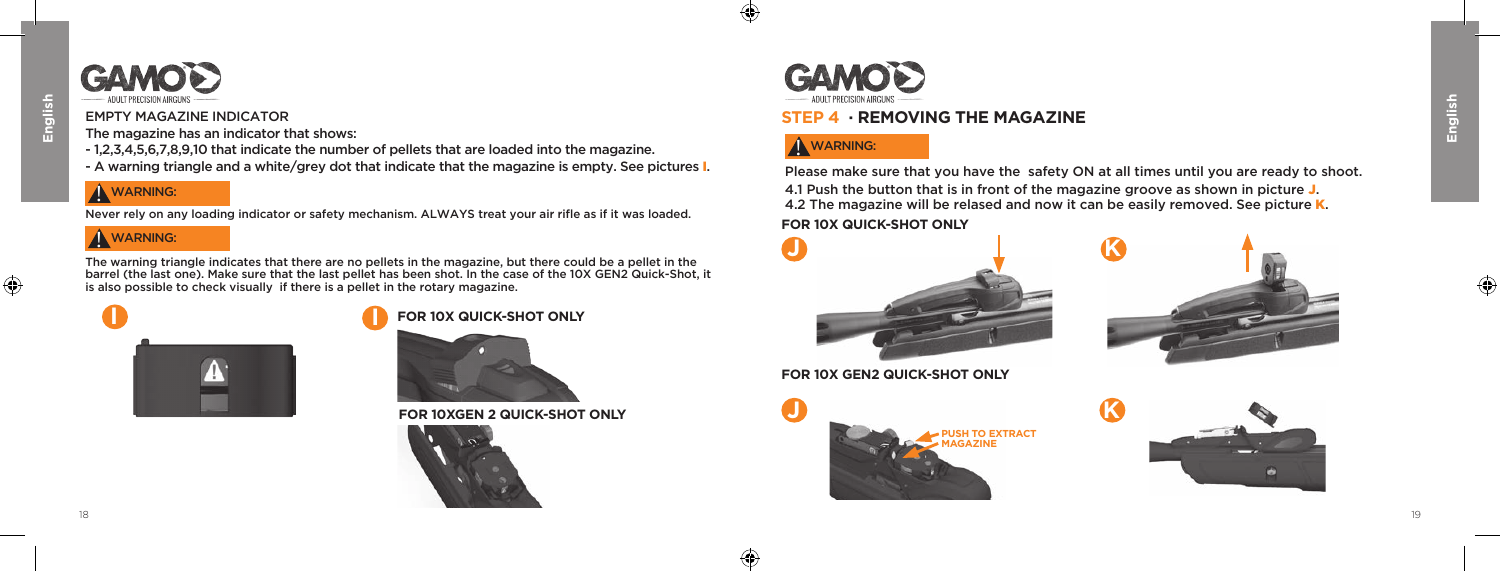EMPTY MAGAZINE INDICATOR

The magazine has an indicator that shows:

- 1,2,3,4,5,6,7,8,9,10 that indicate the number of pellets that are loaded into the magazine.
- A warning triangle and a white/grey dot that indicate that the magazine is empty. See pictures **I**.

**⚠ WARNING:**

Never rely on any loading indicator or safety mechanism. ALWAYS treat your air rifle as if it was loaded.

**⚠ WARNING:**

The warning triangle indicates that there are no pellets in the magazine, but there could be a pellet in the barrel (the last one). Make sure that the last pellet has been shot. In the case of the 10X GEN2 Quick-Shot, it is also possible to check visually if there is a pellet in the rotary magazine.

**I**

**I** **FOR 10X QUICK-SHOT ONLY**

**FOR 10XGEN 2 QUICK-SHOT ONLY**

## STEP 4 · REMOVING THE MAGAZINE

**⚠ WARNING:**

Please make sure that you have the safety ON at all times until you are ready to shoot.

4.1 Push the button that is in front of the magazine groove as shown in picture **J**.

4.2 The magazine will be relased and now it can be easily removed. See picture **K**.

**FOR 10X QUICK-SHOT ONLY**

**J** **K**

**FOR 10X GEN2 QUICK-SHOT ONLY**

**J** PUSH TO EXTRACT MAGAZINE

**K**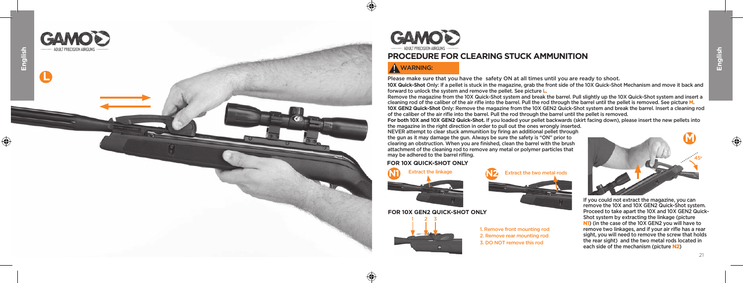## PROCEDURE FOR CLEARING STUCK AMMUNITION

**WARNING:**

Please make sure that you have the safety ON at all times until you are ready to shoot.

**10X Quick-Shot** Only: If a pellet is stuck in the magazine, grab the front side of the 10X Quick-Shot Mechanism and move it back and forward to unlock the system and remove the pellet. See picture **L**.

Remove the magazine from the 10X Quick-Shot system and break the barrel. Pull slightly up the 10X Quick-Shot system and insert a cleaning rod of the caliber of the air rifle into the barrel. Pull the rod through the barrel until the pellet is removed. See picture **M**.

**10X GEN2 Quick-Shot** Only: Remove the magazine from the 10X GEN2 Quick-Shot system and break the barrel. Insert a cleaning rod of the caliber of the air rifle into the barrel. Pull the rod through the barrel until the pellet is removed.

**For both 10X and 10X GEN2 Quick-Shot.** If you loaded your pellet backwards (skirt facing down), please insert the new pellets into the magazine in the right direction in order to pull out the ones wrongly inserted.

NEVER attempt to clear stuck ammunition by firing an additional pellet through the gun as it may damage the gun. Always be sure the safety is "ON" prior to clearing an obstruction. When you are finished, clean the barrel with the brush attachment of the cleaning rod to remove any metal or polymer particles that may be adhered to the barrel rifling.

### FOR 10X QUICK-SHOT ONLY

**N1** Extract the linkage

**N2** Extract the two metal rods

### FOR 10X GEN2 QUICK-SHOT ONLY

1. Remove front mounting rod
2. Remove rear mounting rod
3. DO NOT remove this rod

If you could not extract the magazine, you can remove the 10X and 10X GEN2 Quick-Shot system. Proceed to take apart the 10X and 10X GEN2 Quick-Shot system by extracting the linkage (picture **N1**) (in the case of the 10X GEN2 you will have to remove two linkages, and if your air rifle has a rear sight, you will need to remove the screw that holds the rear sight) and the two metal rods located in each side of the mechanism (picture **N2**)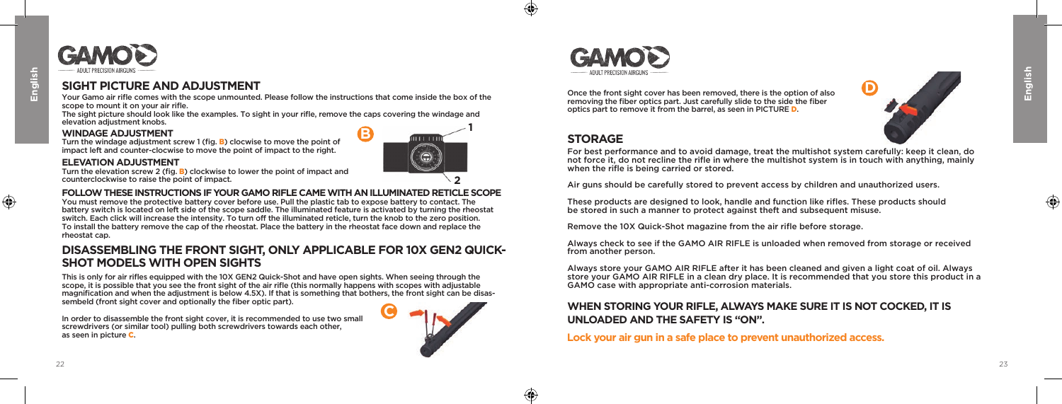## SIGHT PICTURE AND ADJUSTMENT

Your Gamo air rifle comes with the scope unmounted. Please follow the instructions that come inside the box of the scope to mount it on your air rifle.
The sight picture should look like the examples. To sight in your rifle, remove the caps covering the windage and elevation adjustment knobs.

### WINDAGE ADJUSTMENT

Turn the windage adjustment screw 1 (fig. **B**) clocwise to move the point of impact left and counter-clocwise to move the point of impact to the right.

### ELEVATION ADJUSTMENT

Turn the elevation screw 2 (fig. **B**) clockwise to lower the point of impact and counterclockwise to raise the point of impact.

### FOLLOW THESE INSTRUCTIONS IF YOUR GAMO RIFLE CAME WITH AN ILLUMINATED RETICLE SCOPE

You must remove the protective battery cover before use. Pull the plastic tab to expose battery to contact. The battery switch is located on left side of the scope saddle. The illuminated feature is activated by turning the rheostat switch. Each click will increase the intensity. To turn off the illuminated reticle, turn the knob to the zero position. To install the battery remove the cap of the rheostat. Place the battery in the rheostat face down and replace the rheostat cap.

## DISASSEMBLING THE FRONT SIGHT, ONLY APPLICABLE FOR 10X GEN2 QUICK-SHOT MODELS WITH OPEN SIGHTS

This is only for air rifles equipped with the 10X GEN2 Quick-Shot and have open sights. When seeing through the scope, it is possible that you see the front sight of the air rifle (this normally happens with scopes with adjustable magnification and when the adjustment is below 4.5X). If that is something that bothers, the front sight can be disassembeld (front sight cover and optionally the fiber optic part).

In order to disassemble the front sight cover, it is recommended to use two small screwdrivers (or similar tool) pulling both screwdrivers towards each other, as seen in picture **C**.

Once the front sight cover has been removed, there is the option of also removing the fiber optics part. Just carefully slide to the side the fiber optics part to remove it from the barrel, as seen in PICTURE **D**.

## STORAGE

For best performance and to avoid damage, treat the multishot system carefully: keep it clean, do not force it, do not recline the rifle in where the multishot system is in touch with anything, mainly when the rifle is being carried or stored.

Air guns should be carefully stored to prevent access by children and unauthorized users.

These products are designed to look, handle and function like rifles. These products should be stored in such a manner to protect against theft and subsequent misuse.

Remove the 10X Quick-Shot magazine from the air rifle before storage.

Always check to see if the GAMO AIR RIFLE is unloaded when removed from storage or received from another person.

Always store your GAMO AIR RIFLE after it has been cleaned and given a light coat of oil. Always store your GAMO AIR RIFLE in a clean dry place. It is recommended that you store this product in a GAMO case with appropriate anti-corrosion materials.

### WHEN STORING YOUR RIFLE, ALWAYS MAKE SURE IT IS NOT COCKED, IT IS UNLOADED AND THE SAFETY IS "ON".

**Lock your air gun in a safe place to prevent unauthorized access.**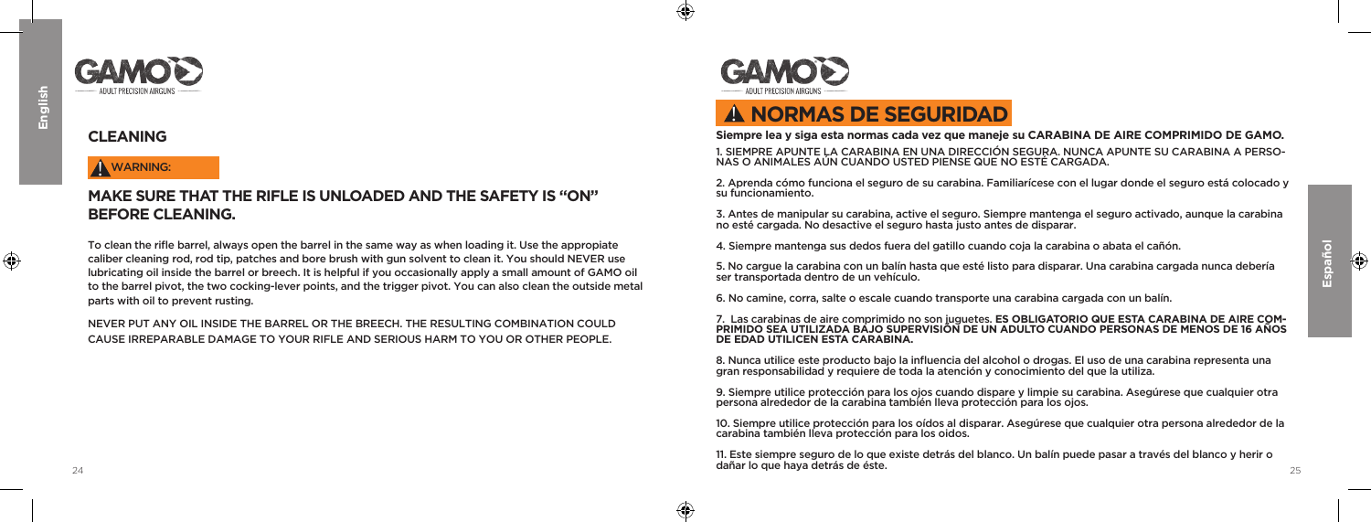## CLEANING

**WARNING:**

### MAKE SURE THAT THE RIFLE IS UNLOADED AND THE SAFETY IS "ON" BEFORE CLEANING.

To clean the rifle barrel, always open the barrel in the same way as when loading it. Use the appropiate caliber cleaning rod, rod tip, patches and bore brush with gun solvent to clean it. You should NEVER use lubricating oil inside the barrel or breech. It is helpful if you occasionally apply a small amount of GAMO oil to the barrel pivot, the two cocking-lever points, and the trigger pivot. You can also clean the outside metal parts with oil to prevent rusting.

NEVER PUT ANY OIL INSIDE THE BARREL OR THE BREECH. THE RESULTING COMBINATION COULD CAUSE IRREPARABLE DAMAGE TO YOUR RIFLE AND SERIOUS HARM TO YOU OR OTHER PEOPLE.

## NORMAS DE SEGURIDAD

**Siempre lea y siga esta normas cada vez que maneje su CARABINA DE AIRE COMPRIMIDO DE GAMO.**

1. SIEMPRE APUNTE LA CARABINA EN UNA DIRECCIÓN SEGURA. NUNCA APUNTE SU CARABINA A PERSONAS O ANIMALES AÚN CUANDO USTED PIENSE QUE NO ESTÉ CARGADA.

2. Aprenda cómo funciona el seguro de su carabina. Familiarícese con el lugar donde el seguro está colocado y su funcionamiento.

3. Antes de manipular su carabina, active el seguro. Siempre mantenga el seguro activado, aunque la carabina no esté cargada. No desactive el seguro hasta justo antes de disparar.

4. Siempre mantenga sus dedos fuera del gatillo cuando coja la carabina o abata el cañón.

5. No cargue la carabina con un balín hasta que esté listo para disparar. Una carabina cargada nunca debería ser transportada dentro de un vehículo.

6. No camine, corra, salte o escale cuando transporte una carabina cargada con un balín.

7. Las carabinas de aire comprimido no son juguetes. **ES OBLIGATORIO QUE ESTA CARABINA DE AIRE COMPRIMIDO SEA UTILIZADA BAJO SUPERVISIÓN DE UN ADULTO CUANDO PERSONAS DE MENOS DE 16 AÑOS DE EDAD UTILICEN ESTA CARABINA.**

8. Nunca utilice este producto bajo la influencia del alcohol o drogas. El uso de una carabina representa una gran responsabilidad y requiere de toda la atención y conocimiento del que la utiliza.

9. Siempre utilice protección para los ojos cuando dispare y limpie su carabina. Asegúrese que cualquier otra persona alrededor de la carabina también lleva protección para los ojos.

10. Siempre utilice protección para los oídos al disparar. Asegúrese que cualquier otra persona alrededor de la carabina también lleva protección para los oídos.

11. Este siempre seguro de lo que existe detrás del blanco. Un balín puede pasar a través del blanco y herir o dañar lo que haya detrás de éste.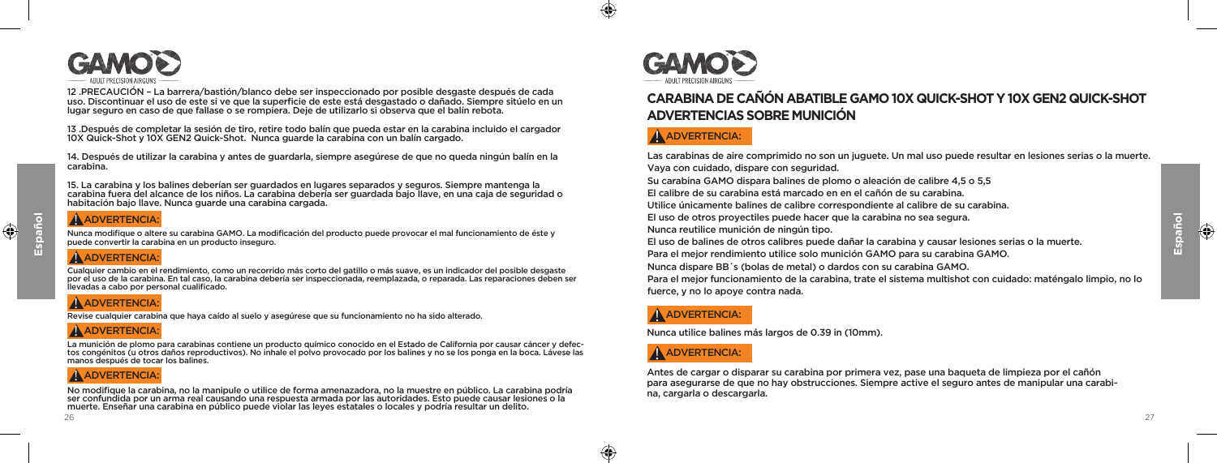12 .PRECAUCIÓN – La barrera/bastión/blanco debe ser inspeccionado por posible desgaste después de cada uso. Discontinuar el uso de este si ve que la superficie de este está desgastado o dañado. Siempre sitúelo en un lugar seguro en caso de que fallase o se rompiera. Deje de utilizarlo si observa que el balín rebota.

13 .Después de completar la sesión de tiro, retire todo balín que pueda estar en la carabina incluido el cargador 10X Quick-Shot y 10X GEN2 Quick-Shot. Nunca guarde la carabina con un balín cargado.

14. Después de utilizar la carabina y antes de guardarla, siempre asegúrese de que no queda ningún balín en la carabina.

15. La carabina y los balines deberían ser guardados en lugares separados y seguros. Siempre mantenga la carabina fuera del alcance de los niños. La carabina debería ser guardada bajo llave, en una caja de seguridad o habitación bajo llave. Nunca guarde una carabina cargada.

**⚠ ADVERTENCIA:**

Nunca modifique o altere su carabina GAMO. La modificación del producto puede provocar el mal funcionamiento de éste y puede convertir la carabina en un producto inseguro.

**⚠ ADVERTENCIA:**

Cualquier cambio en el rendimiento, como un recorrido más corto del gatillo o más suave, es un indicador del posible desgaste por el uso de la carabina. En tal caso, la carabina debería ser inspeccionada, reemplazada, o reparada. Las reparaciones deben ser llevadas a cabo por personal cualificado.

**⚠ ADVERTENCIA:**

Revise cualquier carabina que haya caído al suelo y asegúrese que su funcionamiento no ha sido alterado.

**⚠ ADVERTENCIA:**

La munición de plomo para carabinas contiene un producto químico conocido en el Estado de California por causar cáncer y defectos congénitos (u otros daños reproductivos). No inhale el polvo provocado por los balines y no se los ponga en la boca. Lávese las manos después de tocar los balines.

**⚠ ADVERTENCIA:**

No modifique la carabina, no la manipule o utilice de forma amenazadora, no la muestre en público. La carabina podría ser confundida por un arma real causando una respuesta armada por las autoridades. Esto puede causar lesiones o la muerte. Enseñar una carabina en público puede violar las leyes estatales o locales y podría resultar un delito.

## CARABINA DE CAÑÓN ABATIBLE GAMO 10X QUICK-SHOT Y 10X GEN2 QUICK-SHOT ADVERTENCIAS SOBRE MUNICIÓN

**⚠ ADVERTENCIA:**

Las carabinas de aire comprimido no son un juguete. Un mal uso puede resultar en lesiones serias o la muerte. Vaya con cuidado, dispare con seguridad.

Su carabina GAMO dispara balines de plomo o aleación de calibre 4,5 o 5,5

El calibre de su carabina está marcado en en el cañón de su carabina.

Utilice únicamente balines de calibre correspondiente al calibre de su carabina.

El uso de otros proyectiles puede hacer que la carabina no sea segura.

Nunca reutilice munición de ningún tipo.

El uso de balines de otros calibres puede dañar la carabina y causar lesiones serias o la muerte.

Para el mejor rendimiento utilice solo munición GAMO para su carabina GAMO.

Nunca dispare BB´s (bolas de metal) o dardos con su carabina GAMO.

Para el mejor funcionamiento de la carabina, trate el sistema multishot con cuidado: manténgalo limpio, no lo fuerce, y no lo apoye contra nada.

**⚠ ADVERTENCIA:**

Nunca utilice balines más largos de 0.39 in (10mm).

**⚠ ADVERTENCIA:**

Antes de cargar o disparar su carabina por primera vez, pase una baqueta de limpieza por el cañón para asegurarse de que no hay obstrucciones. Siempre active el seguro antes de manipular una carabina, cargarla o descargarla.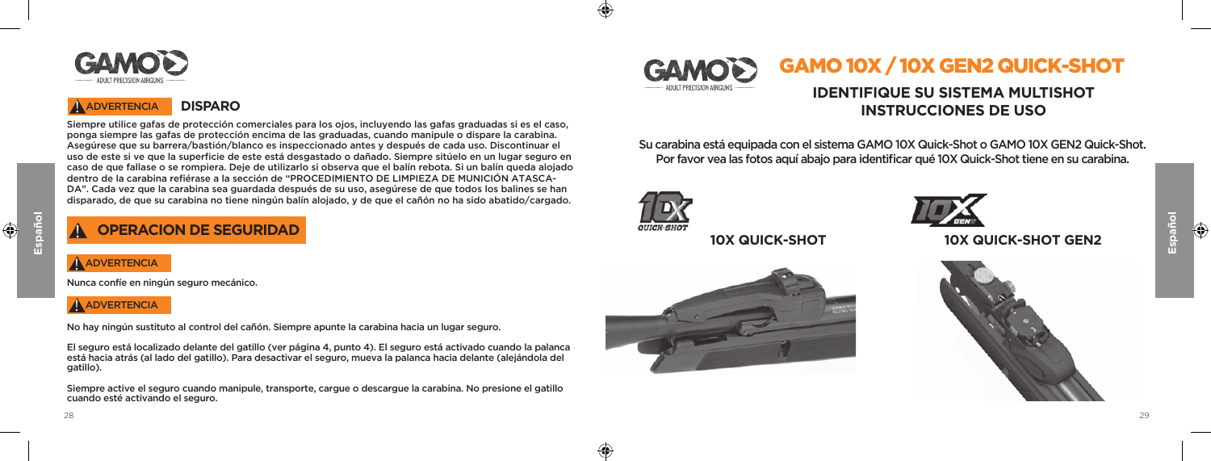## ADVERTENCIA DISPARO

Siempre utilice gafas de protección comerciales para los ojos, incluyendo las gafas graduadas si es el caso, ponga siempre las gafas de protección encima de las graduadas, cuando manipule o dispare la carabina. Asegúrese que su barrera/bastión/blanco es inspeccionado antes y después de cada uso. Discontinuar el uso de este si ve que la superficie de este está desgastado o dañado. Siempre sitúelo en un lugar seguro en caso de que fallase o se rompiera. Deje de utilizarlo si observa que el balín rebota. Si un balín queda alojado dentro de la carabina refiérase a la sección de "PROCEDIMIENTO DE LIMPIEZA DE MUNICIÓN ATASCA-DA". Cada vez que la carabina sea guardada después de su uso, asegúrese de que todos los balines se han disparado, de que su carabina no tiene ningún balín alojado, y de que el cañón no ha sido abatido/cargado.

## OPERACION DE SEGURIDAD

**ADVERTENCIA**

Nunca confíe en ningún seguro mecánico.

**ADVERTENCIA**

No hay ningún sustituto al control del cañón. Siempre apunte la carabina hacia un lugar seguro.

El seguro está localizado delante del gatillo (ver página 4, punto 4). El seguro está activado cuando la palanca está hacia atrás (al lado del gatillo). Para desactivar el seguro, mueva la palanca hacia delante (alejándola del gatillo).

Siempre active el seguro cuando manipule, transporte, cargue o descargue la carabina. No presione el gatillo cuando esté activando el seguro.

# GAMO 10X / 10X GEN2 QUICK-SHOT

## IDENTIFIQUE SU SISTEMA MULTISHOT INSTRUCCIONES DE USO

Su carabina está equipada con el sistema GAMO 10X Quick-Shot o GAMO 10X GEN2 Quick-Shot. Por favor vea las fotos aquí abajo para identificar qué 10X Quick-Shot tiene en su carabina.

**10X QUICK-SHOT**

**10X QUICK-SHOT GEN2**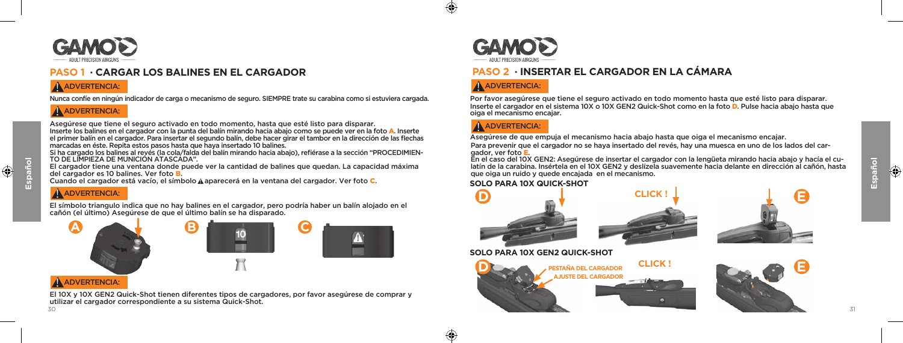## PASO 1 · CARGAR LOS BALINES EN EL CARGADOR

**⚠ ADVERTENCIA:**

Nunca confíe en ningún indicador de carga o mecanismo de seguro. SIEMPRE trate su carabina como si estuviera cargada.

**⚠ ADVERTENCIA:**

Asegúrese que tiene el seguro activado en todo momento, hasta que esté listo para disparar.
Inserte los balines en el cargador con la punta del balín mirando hacia abajo como se puede ver en la foto **A**. Inserte el primer balín en el cargador. Para insertar el segundo balín, debe hacer girar el tambor en la dirección de las flechas marcadas en éste. Repita estos pasos hasta que haya insertado 10 balines.
Si ha cargado los balines al revés (la cola/falda del balín mirando hacia abajo), refiérase a la sección "PROCEDIMIENTO DE LIMPIEZA DE MUNICIÓN ATASCADA".
El cargador tiene una ventana donde puede ver la cantidad de balines que quedan. La capacidad máxima del cargador es 10 balines. Ver foto **B**.
Cuando el cargador está vacío, el símbolo ⚠ aparecerá en la ventana del cargador. Ver foto **C**.

**⚠ ADVERTENCIA:**

El símbolo triangulo indica que no hay balines en el cargador, pero podría haber un balín alojado en el cañón (el último) Asegúrese de que el último balín se ha disparado.

A B C

**⚠ ADVERTENCIA:**

El 10X y 10X GEN2 Quick-Shot tienen diferentes tipos de cargadores, por favor asegúrese de comprar y utilizar el cargador correspondiente a su sistema Quick-Shot.

## PASO 2 · INSERTAR EL CARGADOR EN LA CÁMARA

**⚠ ADVERTENCIA:**

Por favor asegúrese que tiene el seguro activado en todo momento hasta que esté listo para disparar.
Inserte el cargador en el sistema 10X o 10X GEN2 Quick-Shot como en la foto **D**. Pulse hacia abajo hasta que oiga el mecanismo encajar.

**⚠ ADVERTENCIA:**

Asegúrese de que empuja el mecanismo hacia abajo hasta que oiga el mecanismo encajar.
Para prevenir que el cargador no se haya insertado del revés, hay una muesca en uno de los lados del cargador, ver foto **E**.
En el caso del 10X GEN2: Asegúrese de insertar el cargador con la lengüeta mirando hacia abajo y hacía el culatín de la carabina. Insértela en el 10X GEN2 y deslízela suavemente hacia delante en dirección al cañón, hasta que oiga un ruido y quede encajada en el mecanismo.

**SOLO PARA 10X QUICK-SHOT**

D CLICK ! E

**SOLO PARA 10X GEN2 QUICK-SHOT**

D PESTAÑA DEL CARGADOR AJUSTE DEL CARGADOR CLICK ! E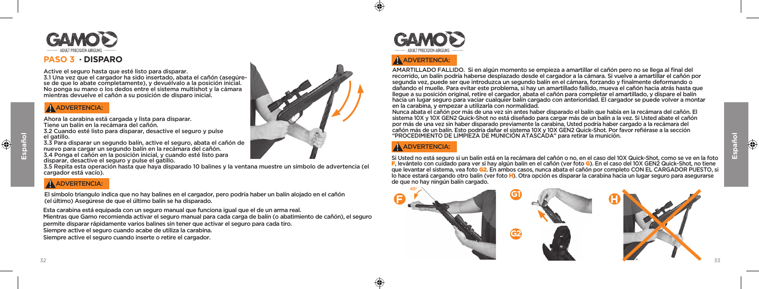## PASO 3 · DISPARO

Active el seguro hasta que esté listo para disparar.

3.1 Una vez que el cargador ha sido insertado, abata el cañón (asegúrese de que lo abate completamente), y devuélvalo a la posición inicial. No ponga su mano o los dedos entre el sistema multishot y la cámara mientras devuelve el cañón a su posición de disparo inicial.

### ⚠ ADVERTENCIA:

Ahora la carabina está cargada y lista para disparar.
Tiene un balín en la recámara del cañón.

3.2 Cuando esté listo para disparar, desactive el seguro y pulse el gatillo.

3.3 Para disparar un segundo balín, active el seguro, abata el cañón de nuevo para cargar un segundo balín en la recámara del cañón.

3.4 Ponga el cañón en la posición inicial, y cuando esté listo para disparar, desactive el seguro y pulse el gatillo.

3.5 Repita esta operación hasta que haya disparado 10 balines y la ventana muestre un símbolo de advertencia (el cargador está vacío).

### ⚠ ADVERTENCIA:

El símbolo triangulo indica que no hay balines en el cargador, pero podría haber un balín alojado en el cañón (el último) Asegúrese de que el último balín se ha disparado.

Esta carabina está equipada con un seguro manual que funciona igual que el de un arma real.
Mientras que Gamo recomienda activar el seguro manual para cada carga de balín (o abatimiento de cañón), el seguro permite disparar rápidamente varios balines sin tener que activar el seguro para cada tiro.
Siempre active el seguro cuando acabe de utiliza la carabina.
Siempre active el seguro cuando inserte o retire el cargador.

### ⚠ ADVERTENCIA:

AMARTILLADO FALLIDO. Si en algún momento se empieza a amartillar el cañón pero no se llega al final del recorrido, un balín podría haberse desplazado desde el cargador a la cámara. Si vuelve a amartillar el cañón por segunda vez, puede ser que introduzca un segundo balín en el cámara, forzando y finalmente deformando o dañando el muelle. Para evitar este problema, si hay un amartillado fallido, mueva el cañón hacia atrás hasta que llegue a su posición original, retire el cargador, abata el cañón para completar el amartillado, y dispare el balín hacia un lugar seguro para vaciar cualquier balín cargado con anterioridad. El cargador se puede volver a montar en la carabina, y empezar a utilizarla con normalidad.

Nunca abata el cañón por más de una vez sin antes haber disparado el balín que había en la recámara del cañón. El sistema 10X y 10X GEN2 Quick-Shot no está diseñado para cargar más de un balín a la vez. Si Usted abate el cañón por más de una vez sin haber disparado previamente la carabina, Usted podría haber cargado a la recámara del cañón más de un balín. Esto podría dañar el sistema 10X y 10X GEN2 Quick-Shot. Por favor refiérase a la sección "PROCEDIMIENTO DE LIMPIEZA DE MUNICIÓN ATASCADA" para retirar la munición.

### ⚠ ADVERTENCIA:

Si Usted no está seguro si un balín está en la recámara del cañón o no, en el caso del 10X Quick-Shot, como se ve en la foto F, levántelo con cuidado para ver si hay algún balín en el cañón (ver foto G). En el caso del 10X GEN2 Quick-Shot, no tiene que levantar el sistema, vea foto G2. En ambos casos, nunca abata el cañón por completo CON EL CARGADOR PUESTO, si lo hace estará cargando otro balín (ver foto H). Otra opción es disparar la carabina hacia un lugar seguro para asegurarse de que no hay ningún balín cargado.

F 45º

G1

G2

H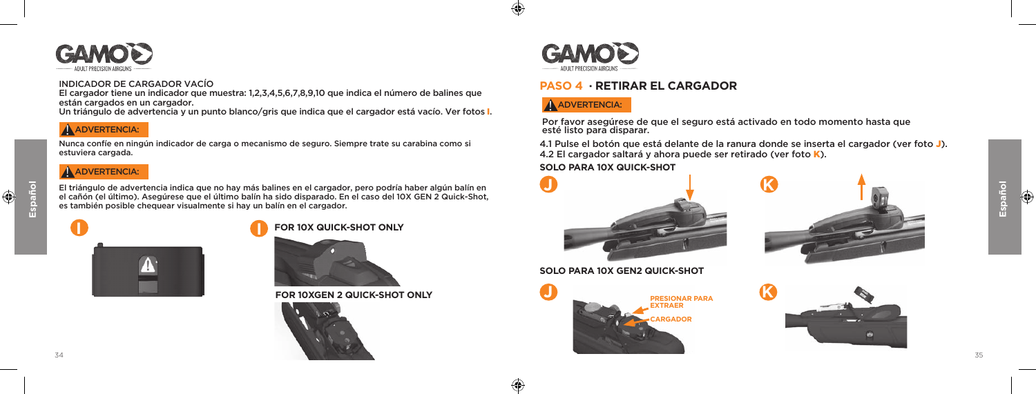INDICADOR DE CARGADOR VACÍO

El cargador tiene un indicador que muestra: 1,2,3,4,5,6,7,8,9,10 que indica el número de balines que están cargados en un cargador.

Un triángulo de advertencia y un punto blanco/gris que indica que el cargador está vacío. Ver fotos **I**.

**ADVERTENCIA:**

Nunca confíe en ningún indicador de carga o mecanismo de seguro. Siempre trate su carabina como si estuviera cargada.

**ADVERTENCIA:**

El triángulo de advertencia indica que no hay más balines en el cargador, pero podría haber algún balín en el cañón (el último). Asegúrese que el último balín ha sido disparado. En el caso del 10X GEN 2 Quick-Shot, es también posible chequear visualmente si hay un balín en el cargador.

**I**

**I** **FOR 10X QUICK-SHOT ONLY**

**FOR 10XGEN 2 QUICK-SHOT ONLY**

## PASO 4 · RETIRAR EL CARGADOR

**ADVERTENCIA:**

Por favor asegúrese de que el seguro está activado en todo momento hasta que esté listo para disparar.

4.1 Pulse el botón que está delante de la ranura donde se inserta el cargador (ver foto **J**).

4.2 El cargador saltará y ahora puede ser retirado (ver foto **K**).

**SOLO PARA 10X QUICK-SHOT**

**J** **K**

**SOLO PARA 10X GEN2 QUICK-SHOT**

**J** PRESIONAR PARA EXTRAER CARGADOR

**K**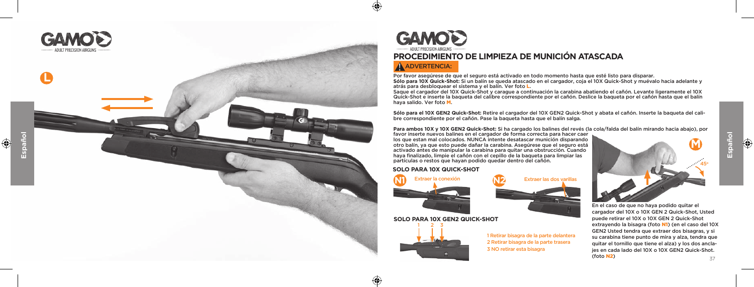## PROCEDIMIENTO DE LIMPIEZA DE MUNICIÓN ATASCADA

**ADVERTENCIA:**

Por favor asegúrese de que el seguro está activado en todo momento hasta que esté listo para disparar.

**Sólo para 10X Quick-Shot:** Si un balín se queda atascado en el cargador, coja el 10X Quick-Shot y muévalo hacia adelante y atrás para desbloquear el sistema y el balín. Ver foto **L**.

Saque el cargador del 10X Quick-Shot y carague a continuación la carabina abatiendo el cañón. Levante ligeramente el 10X Quick-Shot e inserte la baqueta del calibre correspondiente por el cañón. Deslice la baqueta por el cañón hasta que el balín haya salido. Ver foto **M**.

**Sólo para el 10X GEN2 Quick-Shot:** Retire el cargador del 10X GEN2 Quick-Shot y abata el cañón. Inserte la baqueta del calibre correspondiente por el cañón. Pase la baqueta hasta que el balín salga.

**Para ambos 10X y 10X GEN2 Quick-Shot:** Si ha cargado los balines del revés (la cola/falda del balín mirando hacia abajo), por favor inserte nuevos balines en el cargador de forma correcta para hacer caer los que estan mal colocados. NUNCA intente desatascar munición disparando otro balín, ya que esto puede dañar la carabina. Asegúrese que el seguro está activado antes de manipular la carabina para quitar una obstrucción. Cuando haya finalizado, limpie el cañón con el cepillo de la baqueta para limpiar las partículas o restos que hayan podido quedar dentro del cañón.

### SOLO PARA 10X QUICK-SHOT

N1 Extraer la conexión

N2 Extraer las dos varillas

### SOLO PARA 10X GEN2 QUICK-SHOT

1 Retirar bisagra de la parte delantera
2 Retirar bisagra de la parte trasera
3 NO retirar esta bisagra

En el caso de que no haya podido quitar el cargador del 10X o 10X GEN 2 Quick-Shot, Usted puede retirar el 10X o 10X GEN 2 Quick-Shot extrayendo la bisagra (foto **N1**) (en el caso del 10X GEN2 Usted tendra que extraer dos bisagras, y si su carabina tiene punto de mira y alza, tendra que quitar el tornillo que tiene el alza) y los dos anclajes en cada lado del 10X o 10X GEN2 Quick-Shot. (foto **N2**)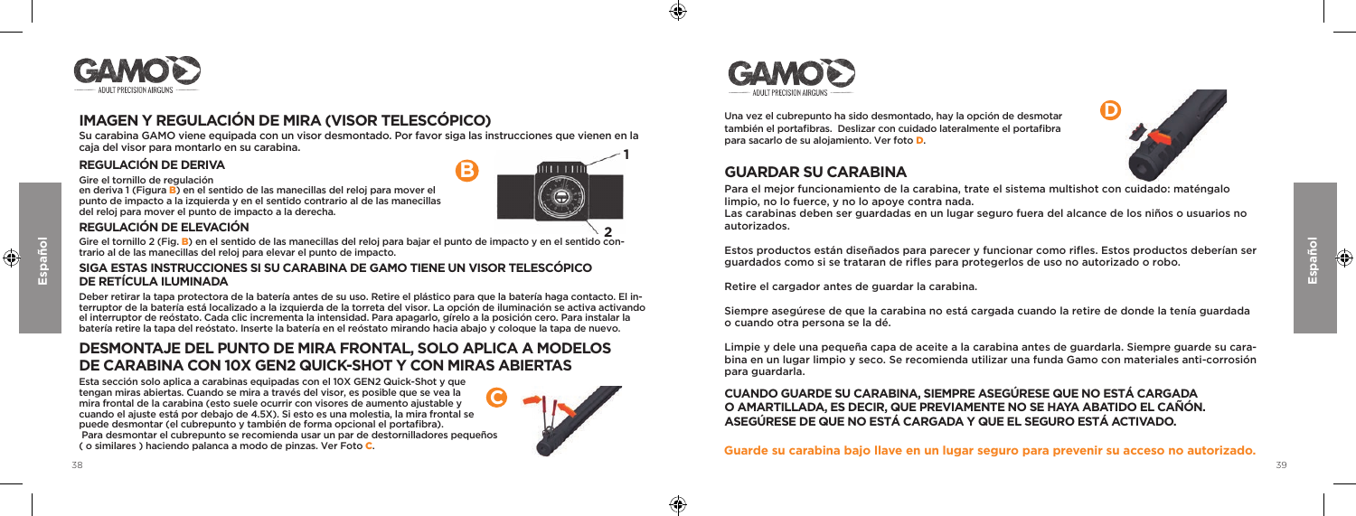## IMAGEN Y REGULACIÓN DE MIRA (VISOR TELESCÓPICO)

Su carabina GAMO viene equipada con un visor desmontado. Por favor siga las instrucciones que vienen en la caja del visor para montarlo en su carabina.

### REGULACIÓN DE DERIVA

Gire el tornillo de regulación en deriva 1 (Figura B) en el sentido de las manecillas del reloj para mover el punto de impacto a la izquierda y en el sentido contrario al de las manecillas del reloj para mover el punto de impacto a la derecha.

### REGULACIÓN DE ELEVACIÓN

Gire el tornillo 2 (Fig. B) en el sentido de las manecillas del reloj para bajar el punto de impacto y en el sentido contrario al de las manecillas del reloj para elevar el punto de impacto.

### SIGA ESTAS INSTRUCCIONES SI SU CARABINA DE GAMO TIENE UN VISOR TELESCÓPICO DE RETÍCULA ILUMINADA

Deber retirar la tapa protectora de la batería antes de su uso. Retire el plástico para que la batería haga contacto. El interruptor de la batería está localizado a la izquierda de la torreta del visor. La opción de iluminación se activa activando el interruptor de reóstato. Cada clic incrementa la intensidad. Para apagarlo, gírelo a la posición cero. Para instalar la batería retire la tapa del reóstato. Inserte la batería en el reóstato mirando hacia abajo y coloque la tapa de nuevo.

## DESMONTAJE DEL PUNTO DE MIRA FRONTAL, SOLO APLICA A MODELOS DE CARABINA CON 10X GEN2 QUICK-SHOT Y CON MIRAS ABIERTAS

Esta sección solo aplica a carabinas equipadas con el 10X GEN2 Quick-Shot y que tengan miras abiertas. Cuando se mira a través del visor, es posible que se vea la mira frontal de la carabina (esto suele ocurrir con visores de aumento ajustable y cuando el ajuste está por debajo de 4.5X). Si esto es una molestia, la mira frontal se puede desmontar (el cubrepunto y también de forma opcional el portafibra).
Para desmontar el cubrepunto se recomienda usar un par de destornilladores pequeños ( o similares ) haciendo palanca a modo de pinzas. Ver Foto C.

Una vez el cubrepunto ha sido desmontado, hay la opción de desmotar también el portafibras. Deslizar con cuidado lateralmente el portafibra para sacarlo de su alojamiento. Ver foto D.

## GUARDAR SU CARABINA

Para el mejor funcionamiento de la carabina, trate el sistema multishot con cuidado: manténgalo limpio, no lo fuerce, y no lo apoye contra nada.
Las carabinas deben ser guardadas en un lugar seguro fuera del alcance de los niños o usuarios no autorizados.

Estos productos están diseñados para parecer y funcionar como rifles. Estos productos deberían ser guardados como si se trataran de rifles para protegerlos de uso no autorizado o robo.

Retire el cargador antes de guardar la carabina.

Siempre asegúrese de que la carabina no está cargada cuando la retire de donde la tenía guardada o cuando otra persona se la dé.

Limpie y dele una pequeña capa de aceite a la carabina antes de guardarla. Siempre guarde su carabina en un lugar limpio y seco. Se recomienda utilizar una funda Gamo con materiales anti-corrosión para guardarla.

**CUANDO GUARDE SU CARABINA, SIEMPRE ASEGÚRESE QUE NO ESTÁ CARGADA O AMARTILLADA, ES DECIR, QUE PREVIAMENTE NO SE HAYA ABATIDO EL CAÑÓN. ASEGÚRESE DE QUE NO ESTÁ CARGADA Y QUE EL SEGURO ESTÁ ACTIVADO.**

**Guarde su carabina bajo llave en un lugar seguro para prevenir su acceso no autorizado.**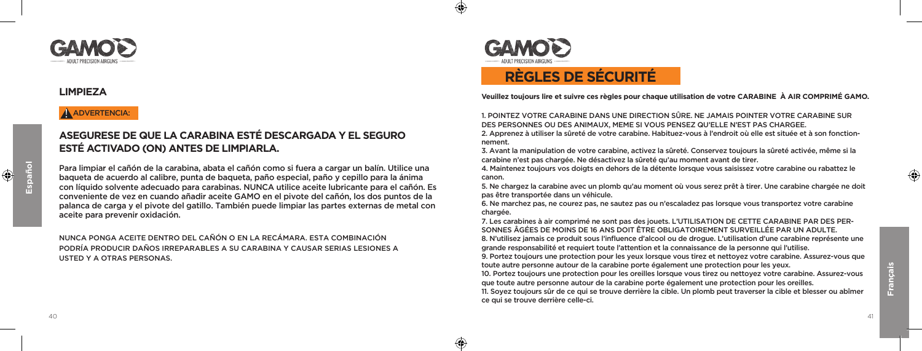## LIMPIEZA

**ADVERTENCIA:**

### ASEGURESE DE QUE LA CARABINA ESTÉ DESCARGADA Y EL SEGURO ESTÉ ACTIVADO (ON) ANTES DE LIMPIARLA.

Para limpiar el cañón de la carabina, abata el cañón como si fuera a cargar un balín. Utilice una baqueta de acuerdo al calibre, punta de baqueta, paño especial, paño y cepillo para la ánima con líquido solvente adecuado para carabinas. NUNCA utilice aceite lubricante para el cañón. Es conveniente de vez en cuando añadir aceite GAMO en el pivote del cañón, los dos puntos de la palanca de carga y el pivote del gatillo. También puede limpiar las partes externas de metal con aceite para prevenir oxidación.

NUNCA PONGA ACEITE DENTRO DEL CAÑÓN O EN LA RECÁMARA. ESTA COMBINACIÓN PODRÍA PRODUCIR DAÑOS IRREPARABLES A SU CARABINA Y CAUSAR SERIAS LESIONES A USTED Y A OTRAS PERSONAS.

## RÈGLES DE SÉCURITÉ

**Veuillez toujours lire et suivre ces règles pour chaque utilisation de votre CARABINE À AIR COMPRIMÉ GAMO.**

1. POINTEZ VOTRE CARABINE DANS UNE DIRECTION SÛRE. NE JAMAIS POINTER VOTRE CARABINE SUR DES PERSONNES OU DES ANIMAUX, MEME SI VOUS PENSEZ QU'ELLE N'EST PAS CHARGEE.
2. Apprenez à utiliser la sûreté de votre carabine. Habituez-vous à l'endroit où elle est située et à son fonctionnement.
3. Avant la manipulation de votre carabine, activez la sûreté. Conservez toujours la sûreté activée, même si la carabine n'est pas chargée. Ne désactivez la sûreté qu'au moment avant de tirer.
4. Maintenez toujours vos doigts en dehors de la détente lorsque vous saisissez votre carabine ou rabattez le canon.
5. Ne chargez la carabine avec un plomb qu'au moment où vous serez prêt à tirer. Une carabine chargée ne doit pas être transportée dans un véhicule.
6. Ne marchez pas, ne courez pas, ne sautez pas ou n'escaladez pas lorsque vous transportez votre carabine chargée.
7. Les carabines à air comprimé ne sont pas des jouets. L'UTILISATION DE CETTE CARABINE PAR DES PERSONNES ÂGÉES DE MOINS DE 16 ANS DOIT ÊTRE OBLIGATOIREMENT SURVEILLÉE PAR UN ADULTE.
8. N'utilisez jamais ce produit sous l'influence d'alcool ou de drogue. L'utilisation d'une carabine représente une grande responsabilité et requiert toute l'attention et la connaissance de la personne qui l'utilise.
9. Portez toujours une protection pour les yeux lorsque vous tirez et nettoyez votre carabine. Assurez-vous que toute autre personne autour de la carabine porte également une protection pour les yeux.
10. Portez toujours une protection pour les oreilles lorsque vous tirez ou nettoyez votre carabine. Assurez-vous que toute autre personne autour de la carabine porte également une protection pour les oreilles.
11. Soyez toujours sûr de ce qui se trouve derrière la cible. Un plomb peut traverser la cible et blesser ou abîmer ce qui se trouve derrière celle-ci.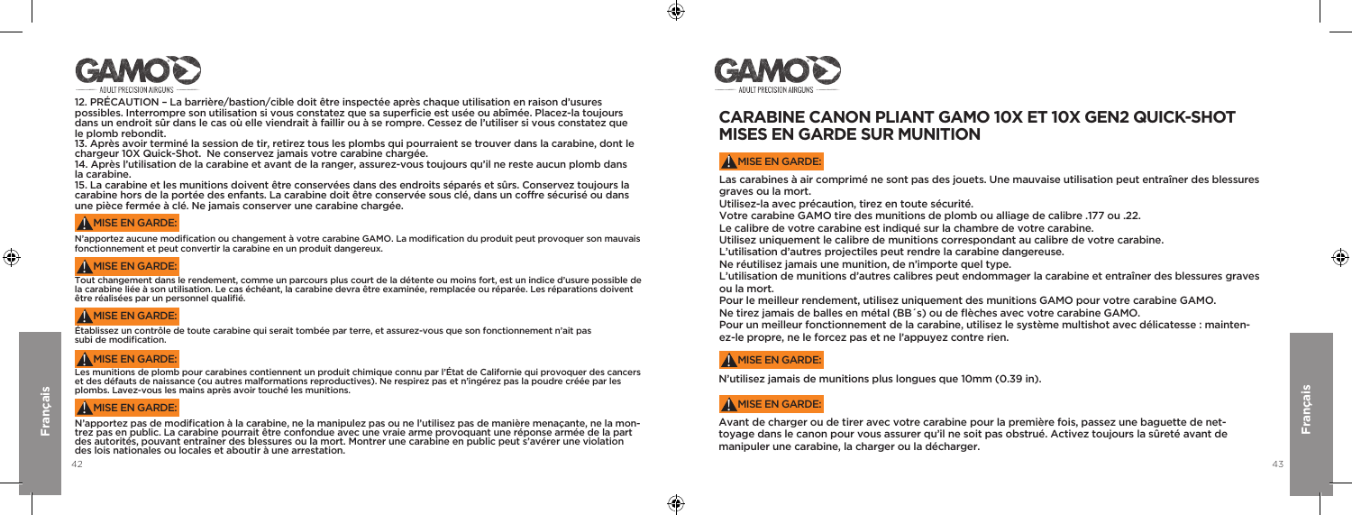12. PRÉCAUTION – La barrière/bastion/cible doit être inspectée après chaque utilisation en raison d'usures possibles. Interrompre son utilisation si vous constatez que sa superficie est usée ou abîmée. Placez-la toujours dans un endroit sûr dans le cas où elle viendrait à faillir ou à se rompre. Cessez de l'utiliser si vous constatez que le plomb rebondit.

13. Après avoir terminé la session de tir, retirez tous les plombs qui pourraient se trouver dans la carabine, dont le chargeur 10X Quick-Shot. Ne conservez jamais votre carabine chargée.

14. Après l'utilisation de la carabine et avant de la ranger, assurez-vous toujours qu'il ne reste aucun plomb dans la carabine.

15. La carabine et les munitions doivent être conservées dans des endroits séparés et sûrs. Conservez toujours la carabine hors de la portée des enfants. La carabine doit être conservée sous clé, dans un coffre sécurisé ou dans une pièce fermée à clé. Ne jamais conserver une carabine chargée.

**⚠ MISE EN GARDE:**

N'apportez aucune modification ou changement à votre carabine GAMO. La modification du produit peut provoquer son mauvais fonctionnement et peut convertir la carabine en un produit dangereux.

**⚠ MISE EN GARDE:**

Tout changement dans le rendement, comme un parcours plus court de la détente ou moins fort, est un indice d'usure possible de la carabine liée à son utilisation. Le cas échéant, la carabine devra être examinée, remplacée ou réparée. Les réparations doivent être réalisées par un personnel qualifié.

**⚠ MISE EN GARDE:**

Établissez un contrôle de toute carabine qui serait tombée par terre, et assurez-vous que son fonctionnement n'ait pas subi de modification.

**⚠ MISE EN GARDE:**

Les munitions de plomb pour carabines contiennent un produit chimique connu par l'État de Californie qui provoquer des cancers et des défauts de naissance (ou autres malformations reproductives). Ne respirez pas et n'ingérez pas la poudre créée par les plombs. Lavez-vous les mains après avoir touché les munitions.

**⚠ MISE EN GARDE:**

N'apportez pas de modification à la carabine, ne la manipulez pas ou ne l'utilisez pas de manière menaçante, ne la montrez pas en public. La carabine pourrait être confondue avec une vraie arme provoquant une réponse armée de la part des autorités, pouvant entraîner des blessures ou la mort. Montrer une carabine en public peut s'avérer une violation des lois nationales ou locales et aboutir à une arrestation.

# CARABINE CANON PLIANT GAMO 10X ET 10X GEN2 QUICK-SHOT MISES EN GARDE SUR MUNITION

**⚠ MISE EN GARDE:**

Las carabines à air comprimé ne sont pas des jouets. Une mauvaise utilisation peut entraîner des blessures graves ou la mort.
Utilisez-la avec précaution, tirez en toute sécurité.
Votre carabine GAMO tire des munitions de plomb ou alliage de calibre .177 ou .22.
Le calibre de votre carabine est indiqué sur la chambre de votre carabine.
Utilisez uniquement le calibre de munitions correspondant au calibre de votre carabine.
L'utilisation d'autres projectiles peut rendre la carabine dangereuse.
Ne réutilisez jamais une munition, de n'importe quel type.
L'utilisation de munitions d'autres calibres peut endommager la carabine et entraîner des blessures graves ou la mort.
Pour le meilleur rendement, utilisez uniquement des munitions GAMO pour votre carabine GAMO.
Ne tirez jamais de balles en métal (BB´s) ou de flèches avec votre carabine GAMO.
Pour un meilleur fonctionnement de la carabine, utilisez le système multishot avec délicatesse : maintenez-le propre, ne le forcez pas et ne l'appuyez contre rien.

**⚠ MISE EN GARDE:**

N'utilisez jamais de munitions plus longues que 10mm (0.39 in).

**⚠ MISE EN GARDE:**

Avant de charger ou de tirer avec votre carabine pour la première fois, passez une baguette de nettoyage dans le canon pour vous assurer qu'il ne soit pas obstrué. Activez toujours la sûreté avant de manipuler une carabine, la charger ou la décharger.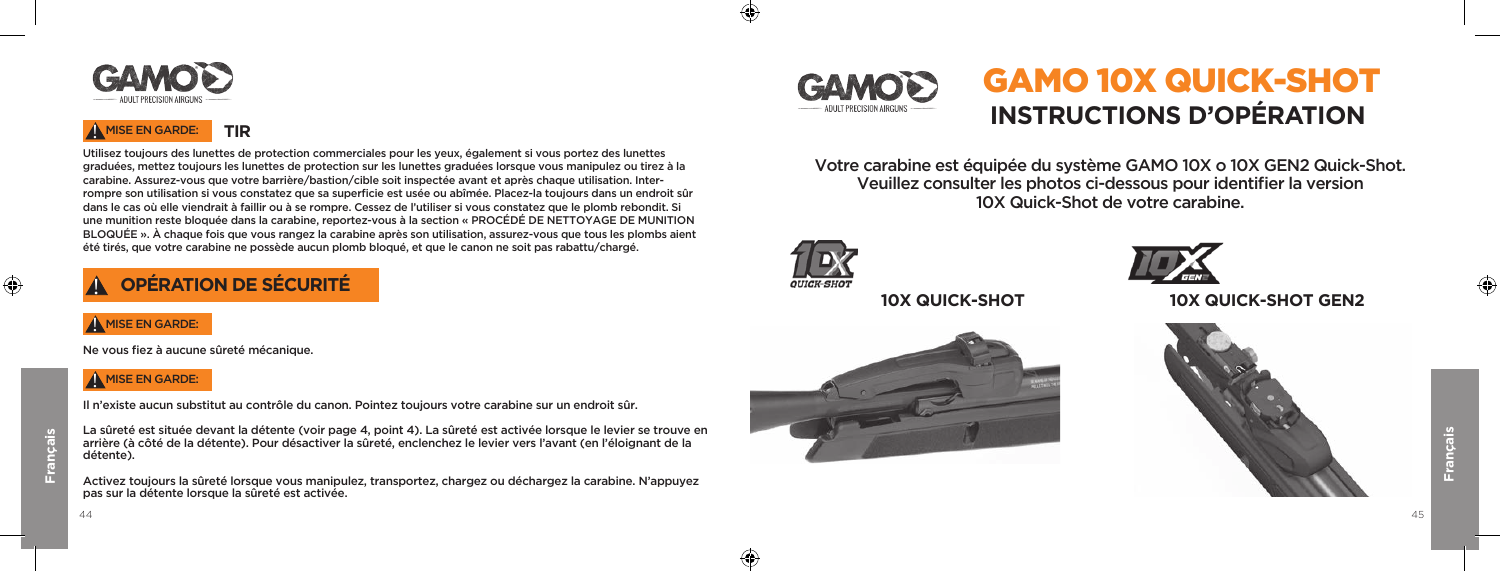**MISE EN GARDE:** **TIR**

Utilisez toujours des lunettes de protection commerciales pour les yeux, également si vous portez des lunettes graduées, mettez toujours les lunettes de protection sur les lunettes graduées lorsque vous manipulez ou tirez à la carabine. Assurez-vous que votre barrière/bastion/cible soit inspectée avant et après chaque utilisation. Interrompre son utilisation si vous constatez que sa superficie est usée ou abîmée. Placez-la toujours dans un endroit sûr dans le cas où elle viendrait à faillir ou à se rompre. Cessez de l'utiliser si vous constatez que le plomb rebondit. Si une munition reste bloquée dans la carabine, reportez-vous à la section « PROCÉDÉ DE NETTOYAGE DE MUNITION BLOQUÉE ». À chaque fois que vous rangez la carabine après son utilisation, assurez-vous que tous les plombs aient été tirés, que votre carabine ne possède aucun plomb bloqué, et que le canon ne soit pas rabattu/chargé.

## OPÉRATION DE SÉCURITÉ

**MISE EN GARDE:**

Ne vous fiez à aucune sûreté mécanique.

**MISE EN GARDE:**

Il n'existe aucun substitut au contrôle du canon. Pointez toujours votre carabine sur un endroit sûr.

La sûreté est située devant la détente (voir page 4, point 4). La sûreté est activée lorsque le levier se trouve en arrière (à côté de la détente). Pour désactiver la sûreté, enclenchez le levier vers l'avant (en l'éloignant de la détente).

Activez toujours la sûreté lorsque vous manipulez, transportez, chargez ou déchargez la carabine. N'appuyez pas sur la détente lorsque la sûreté est activée.

# GAMO 10X QUICK-SHOT

## INSTRUCTIONS D'OPÉRATION

Votre carabine est équipée du système GAMO 10X o 10X GEN2 Quick-Shot. Veuillez consulter les photos ci-dessous pour identifier la version 10X Quick-Shot de votre carabine.

**10X QUICK-SHOT**

**10X QUICK-SHOT GEN2**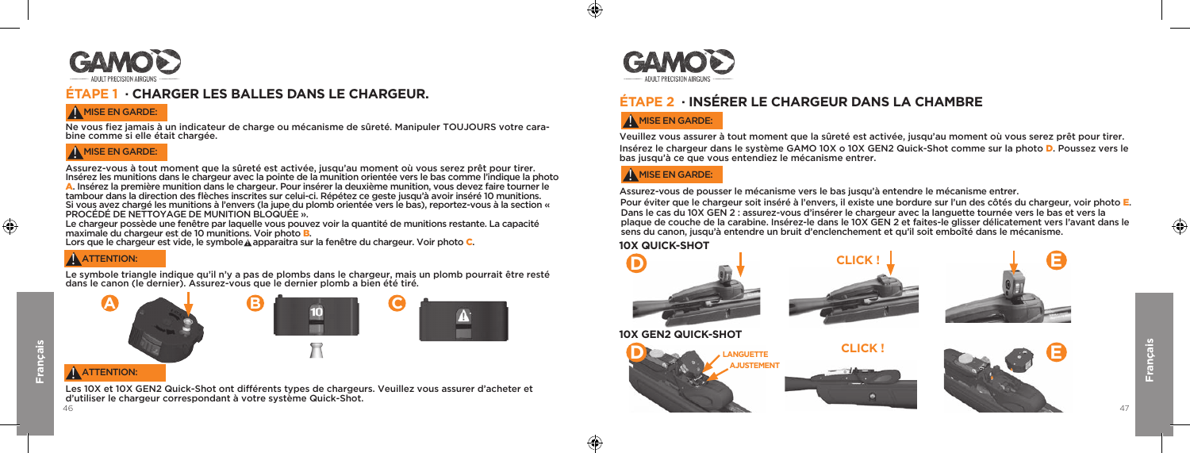## ÉTAPE 1 · CHARGER LES BALLES DANS LE CHARGEUR.

**⚠ MISE EN GARDE:**

Ne vous fiez jamais à un indicateur de charge ou mécanisme de sûreté. Manipuler TOUJOURS votre carabine comme si elle était chargée.

**⚠ MISE EN GARDE:**

Assurez-vous à tout moment que la sûreté est activée, jusqu'au moment où vous serez prêt pour tirer. Insérez les munitions dans le chargeur avec la pointe de la munition orientée vers le bas comme l'indique la photo **A**. Insérez la première munition dans le chargeur. Pour insérer la deuxième munition, vous devez faire tourner le tambour dans la direction des flèches inscrites sur celui-ci. Répétez ce geste jusqu'à avoir inséré 10 munitions. Si vous avez chargé les munitions à l'envers (la jupe du plomb orientée vers le bas), reportez-vous à la section « PROCÉDÉ DE NETTOYAGE DE MUNITION BLOQUÉE ».

Le chargeur possède une fenêtre par laquelle vous pouvez voir la quantité de munitions restante. La capacité maximale du chargeur est de 10 munitions. Voir photo **B**.

Lors que le chargeur est vide, le symbole ⚠ apparaitra sur la fenêtre du chargeur. Voir photo **C**.

**⚠ ATTENTION:**

Le symbole triangle indique qu'il n'y a pas de plombs dans le chargeur, mais un plomb pourrait être resté dans le canon (le dernier). Assurez-vous que le dernier plomb a bien été tiré.

A B C

**⚠ ATTENTION:**

Les 10X et 10X GEN2 Quick-Shot ont différents types de chargeurs. Veuillez vous assurer d'acheter et d'utiliser le chargeur correspondant à votre système Quick-Shot.

## ÉTAPE 2 · INSÉRER LE CHARGEUR DANS LA CHAMBRE

**⚠ MISE EN GARDE:**

Veuillez vous assurer à tout moment que la sûreté est activée, jusqu'au moment où vous serez prêt pour tirer.
Insérez le chargeur dans le système GAMO 10X o 10X GEN2 Quick-Shot comme sur la photo **D**. Poussez vers le bas jusqu'à ce que vous entendiez le mécanisme entrer.

**⚠ MISE EN GARDE:**

Assurez-vous de pousser le mécanisme vers le bas jusqu'à entendre le mécanisme entrer.
Pour éviter que le chargeur soit inséré à l'envers, il existe une bordure sur l'un des côtés du chargeur, voir photo **E**.
Dans le cas du 10X GEN 2 : assurez-vous d'insérer le chargeur avec la languette tournée vers le bas et vers la plaque de couche de la carabine. Insérez-le dans le 10X GEN 2 et faites-le glisser délicatement vers l'avant dans le sens du canon, jusqu'à entendre un bruit d'enclenchement et qu'il soit emboîté dans le mécanisme.

**10X QUICK-SHOT**

D CLICK ! E

**10X GEN2 QUICK-SHOT**

D LANGUETTE AJUSTEMENT CLICK ! E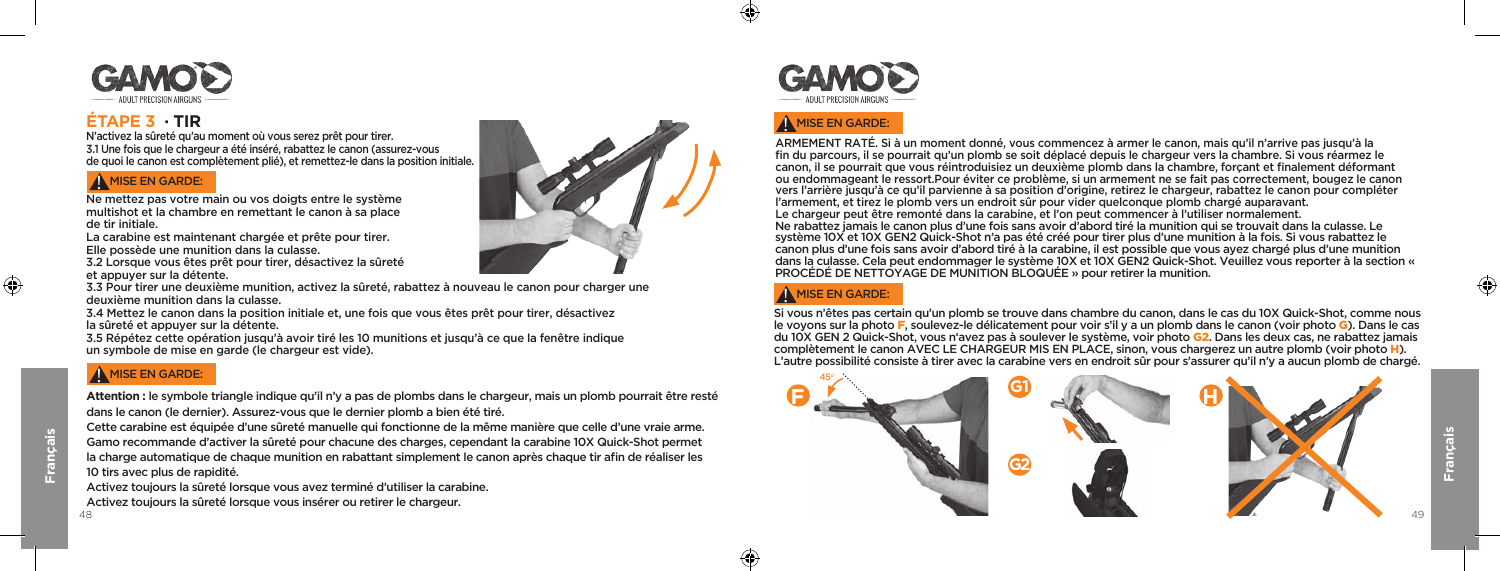## ÉTAPE 3 · TIR

N'activez la sûreté qu'au moment où vous serez prêt pour tirer.

3.1 Une fois que le chargeur a été inséré, rabattez le canon (assurez-vous de quoi le canon est complètement plié), et remettez-le dans la position initiale.

### MISE EN GARDE:

Ne mettez pas votre main ou vos doigts entre le système multishot et la chambre en remettant le canon à sa place de tir initiale.

La carabine est maintenant chargée et prête pour tirer. Elle possède une munition dans la culasse.

3.2 Lorsque vous êtes prêt pour tirer, désactivez la sûreté et appuyer sur la détente.

3.3 Pour tirer une deuxième munition, activez la sûreté, rabattez à nouveau le canon pour charger une deuxième munition dans la culasse.

3.4 Mettez le canon dans la position initiale et, une fois que vous êtes prêt pour tirer, désactivez la sûreté et appuyer sur la détente.

3.5 Répétez cette opération jusqu'à avoir tiré les 10 munitions et jusqu'à ce que la fenêtre indique un symbole de mise en garde (le chargeur est vide).

### MISE EN GARDE:

**Attention :** le symbole triangle indique qu'il n'y a pas de plombs dans le chargeur, mais un plomb pourrait être resté dans le canon (le dernier). Assurez-vous que le dernier plomb a bien été tiré.

Cette carabine est équipée d'une sûreté manuelle qui fonctionne de la même manière que celle d'une vraie arme. Gamo recommande d'activer la sûreté pour chacune des charges, cependant la carabine 10X Quick-Shot permet la charge automatique de chaque munition en rabattant simplement le canon après chaque tir afin de réaliser les 10 tirs avec plus de rapidité.

Activez toujours la sûreté lorsque vous avez terminé d'utiliser la carabine.

Activez toujours la sûreté lorsque vous insérer ou retirer le chargeur.

### MISE EN GARDE:

ARMEMENT RATÉ. Si à un moment donné, vous commencez à armer le canon, mais qu'il n'arrive pas jusqu'à la fin du parcours, il se pourrait qu'un plomb se soit déplacé depuis le chargeur vers la chambre. Si vous réarmez le canon, il se pourrait que vous réintroduisiez un deuxième plomb dans la chambre, forçant et finalement déformant ou endommageant le ressort.Pour éviter ce problème, si un armement ne se fait pas correctement, bougez le canon vers l'arrière jusqu'à ce qu'il parvienne à sa position d'origine, retirez le chargeur, rabattez le canon pour compléter l'armement, et tirez le plomb vers un endroit sûr pour vider quelconque plomb chargé auparavant.

Le chargeur peut être remonté dans la carabine, et l'on peut commencer à l'utiliser normalement.

Ne rabattez jamais le canon plus d'une fois sans avoir d'abord tiré la munition qui se trouvait dans la culasse. Le système 10X et 10X GEN2 Quick-Shot n'a pas été créé pour tirer plus d'une munition à la fois. Si vous rabattez le canon plus d'une fois sans avoir d'abord tiré à la carabine, il est possible que vous ayez chargé plus d'une munition dans la culasse. Cela peut endommager le système 10X et 10X GEN2 Quick-Shot. Veuillez vous reporter à la section « PROCÉDÉ DE NETTOYAGE DE MUNITION BLOQUÉE » pour retirer la munition.

### MISE EN GARDE:

Si vous n'êtes pas certain qu'un plomb se trouve dans chambre du canon, dans le cas du 10X Quick-Shot, comme nous le voyons sur la photo **F**, soulevez-le délicatement pour voir s'il y a un plomb dans le canon (voir photo **G**). Dans le cas du 10X GEN 2 Quick-Shot, vous n'avez pas à soulever le système, voir photo **G2**. Dans les deux cas, ne rabattez jamais complètement le canon AVEC LE CHARGEUR MIS EN PLACE, sinon, vous chargerez un autre plomb (voir photo **H**). L'autre possibilité consiste à tirer avec la carabine vers en endroit sûr pour s'assurer qu'il n'y a aucun plomb de chargé.

F — 45°

G1

G2

H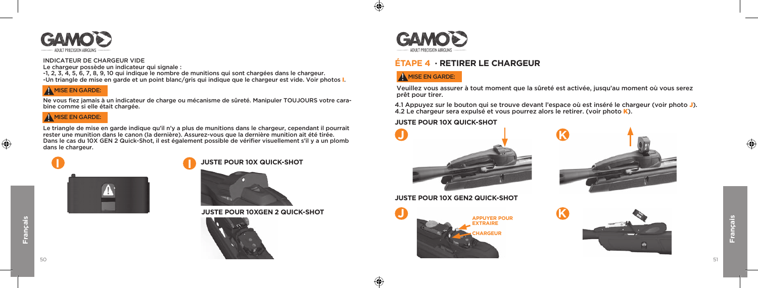INDICATEUR DE CHARGEUR VIDE

Le chargeur possède un indicateur qui signale :

-1, 2, 3, 4, 5, 6, 7, 8, 9, 10 qui indique le nombre de munitions qui sont chargées dans le chargeur.

-Un triangle de mise en garde et un point blanc/gris qui indique que le chargeur est vide. Voir photos **I**.

**MISE EN GARDE:**

Ne vous fiez jamais à un indicateur de charge ou mécanisme de sûreté. Manipuler TOUJOURS votre carabine comme si elle était chargée.

**MISE EN GARDE:**

Le triangle de mise en garde indique qu'il n'y a plus de munitions dans le chargeur, cependant il pourrait rester une munition dans le canon (la dernière). Assurez-vous que la dernière munition ait été tirée. Dans le cas du 10X GEN 2 Quick-Shot, il est également possible de vérifier visuellement s'il y a un plomb dans le chargeur.

**I**

**I** **JUSTE POUR 10X QUICK-SHOT**

**JUSTE POUR 10XGEN 2 QUICK-SHOT**

## ÉTAPE 4 · RETIRER LE CHARGEUR

**MISE EN GARDE:**

Veuillez vous assurer à tout moment que la sûreté est activée, jusqu'au moment où vous serez prêt pour tirer.

4.1 Appuyez sur le bouton qui se trouve devant l'espace où est inséré le chargeur (voir photo **J**).
4.2 Le chargeur sera expulsé et vous pourrez alors le retirer. (voir photo **K**).

**JUSTE POUR 10X QUICK-SHOT**

**J** **K**

**JUSTE POUR 10X GEN2 QUICK-SHOT**

**J** APPUYER POUR EXTRAIRE CHARGEUR

**K**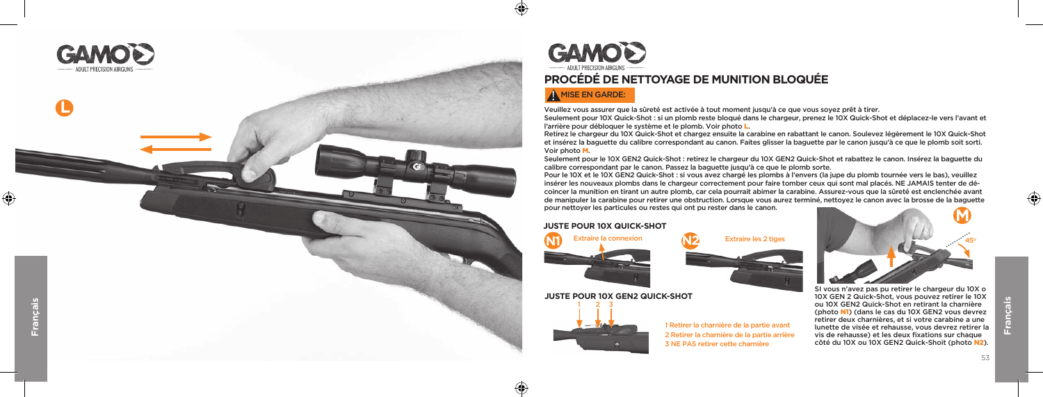## PROCÉDÉ DE NETTOYAGE DE MUNITION BLOQUÉE

**MISE EN GARDE:**

Veuillez vous assurer que la sûreté est activée à tout moment jusqu'à ce que vous soyez prêt à tirer.

Seulement pour 10X Quick-Shot : si un plomb reste bloqué dans le chargeur, prenez le 10X Quick-Shot et déplacez-le vers l'avant et l'arrière pour débloquer le système et le plomb. Voir photo **L**.

Retirez le chargeur du 10X Quick-Shot et chargez ensuite la carabine en rabattant le canon. Soulevez légèrement le 10X Quick-Shot et insérez la baguette du calibre correspondant au canon. Faites glisser la baguette par le canon jusqu'à ce que le plomb soit sorti. Voir photo **M**.

Seulement pour le 10X GEN2 Quick-Shot : retirez le chargeur du 10X GEN2 Quick-Shot et rabattez le canon. Insérez la baguette du calibre correspondant par le canon. Passez la baguette jusqu'à ce que le plomb sorte.

Pour le 10X et le 10X GEN2 Quick-Shot : si vous avez chargé les plombs à l'envers (la jupe du plomb tournée vers le bas), veuillez insérer les nouveaux plombs dans le chargeur correctement pour faire tomber ceux qui sont mal placés. NE JAMAIS tenter de décoincer la munition en tirant un autre plomb, car cela pourrait abimer la carabine. Assurez-vous que la sûreté est enclenchée avant de manipuler la carabine pour retirer une obstruction. Lorsque vous aurez terminé, nettoyez le canon avec la brosse de la baguette pour nettoyer les particules ou restes qui ont pu rester dans le canon.

### JUSTE POUR 10X QUICK-SHOT

**N1** Extraire la connexion

**N2** Extraire les 2 tiges

### JUSTE POUR 10X GEN2 QUICK-SHOT

1 Retirer la charnière de la partie avant
2 Retirer la charnière de la partie arrière
3 NE PAS retirer cette charnière

SI vous n'avez pas pu retirer le chargeur du 10X o 10X GEN 2 Quick-Shot, vous pouvez retirer le 10X ou 10X GEN2 Quick-Shot en retirant la charnière (photo **N1**) (dans le cas du 10X GEN2 vous devrez retirer deux charnières, et si votre carabine a une lunette de visée et rehausse, vous devrez retirer la vis de rehausse) et les deux fixations sur chaque côté du 10X ou 10X GEN2 Quick-Shoit (photo **N2**).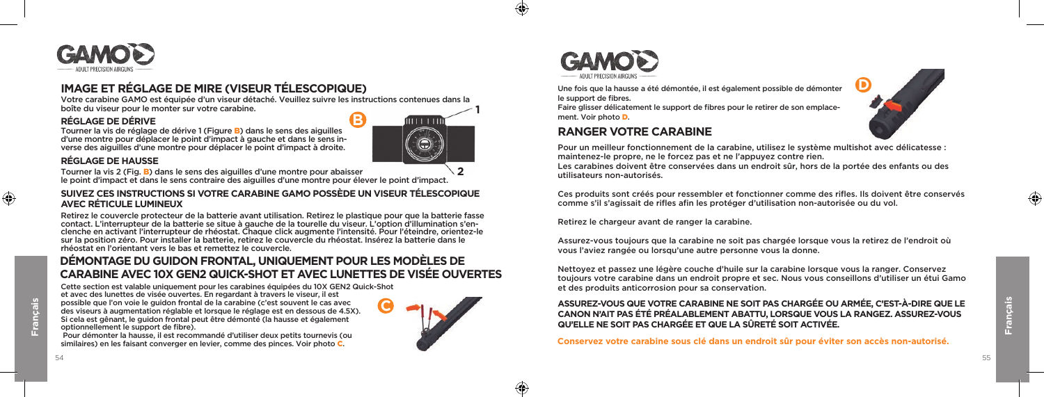## IMAGE ET RÉGLAGE DE MIRE (VISEUR TÉLESCOPIQUE)

Votre carabine GAMO est équipée d'un viseur détaché. Veuillez suivre les instructions contenues dans la boîte du viseur pour le monter sur votre carabine.

### RÉGLAGE DE DÉRIVE

Tourner la vis de réglage de dérive 1 (Figure **B**) dans le sens des aiguilles d'une montre pour déplacer le point d'impact à gauche et dans le sens inverse des aiguilles d'une montre pour déplacer le point d'impact à droite.

### RÉGLAGE DE HAUSSE

Tourner la vis 2 (Fig. **B**) dans le sens des aiguilles d'une montre pour abaisser le point d'impact et dans le sens contraire des aiguilles d'une montre pour élever le point d'impact.

### SUIVEZ CES INSTRUCTIONS SI VOTRE CARABINE GAMO POSSÈDE UN VISEUR TÉLESCOPIQUE AVEC RÉTICULE LUMINEUX

Retirez le couvercle protecteur de la batterie avant utilisation. Retirez le plastique pour que la batterie fasse contact. L'interrupteur de la batterie se situe à gauche de la tourelle du viseur. L'option d'illumination s'enclenche en activant l'interrupteur de rhéostat. Chaque click augmente l'intensité. Pour l'éteindre, orientez-le sur la position zéro. Pour installer la batterie, retirez le couvercle du rhéostat. Insérez la batterie dans le rhéostat en l'orientant vers le bas et remettez le couvercle.

## DÉMONTAGE DU GUIDON FRONTAL, UNIQUEMENT POUR LES MODÈLES DE CARABINE AVEC 10X GEN2 QUICK-SHOT ET AVEC LUNETTES DE VISÉE OUVERTES

Cette section est valable uniquement pour les carabines équipées du 10X GEN2 Quick-Shot et avec des lunettes de visée ouvertes. En regardant à travers le viseur, il est possible que l'on voie le guidon frontal de la carabine (c'est souvent le cas avec des viseurs à augmentation réglable et lorsque le réglage est en dessous de 4.5X). Si cela est gênant, le guidon frontal peut être démonté (la hausse et également optionnellement le support de fibre).

Pour démonter la hausse, il est recommandé d'utiliser deux petits tournevis (ou similaires) en les faisant converger en levier, comme des pinces. Voir photo **C**.

Une fois que la hausse a été démontée, il est également possible de démonter le support de fibres.

Faire glisser délicatement le support de fibres pour le retirer de son emplacement. Voir photo **D**.

## RANGER VOTRE CARABINE

Pour un meilleur fonctionnement de la carabine, utilisez le système multishot avec délicatesse : maintenez-le propre, ne le forcez pas et ne l'appuyez contre rien.

Les carabines doivent être conservées dans un endroit sûr, hors de la portée des enfants ou des utilisateurs non-autorisés.

Ces produits sont créés pour ressembler et fonctionner comme des rifles. Ils doivent être conservés comme s'il s'agissait de rifles afin les protéger d'utilisation non-autorisée ou du vol.

Retirez le chargeur avant de ranger la carabine.

Assurez-vous toujours que la carabine ne soit pas chargée lorsque vous la retirez de l'endroit où vous l'aviez rangée ou lorsqu'une autre personne vous la donne.

Nettoyez et passez une légère couche d'huile sur la carabine lorsque vous la ranger. Conservez toujours votre carabine dans un endroit propre et sec. Nous vous conseillons d'utiliser un étui Gamo et des produits anticorrosion pour sa conservation.

**ASSUREZ-VOUS QUE VOTRE CARABINE NE SOIT PAS CHARGÉE OU ARMÉE, C'EST-À-DIRE QUE LE CANON N'AIT PAS ÉTÉ PRÉALABLEMENT ABATTU, LORSQUE VOUS LA RANGEZ. ASSUREZ-VOUS QU'ELLE NE SOIT PAS CHARGÉE ET QUE LA SÛRETÉ SOIT ACTIVÉE.**

**Conservez votre carabine sous clé dans un endroit sûr pour éviter son accès non-autorisé.**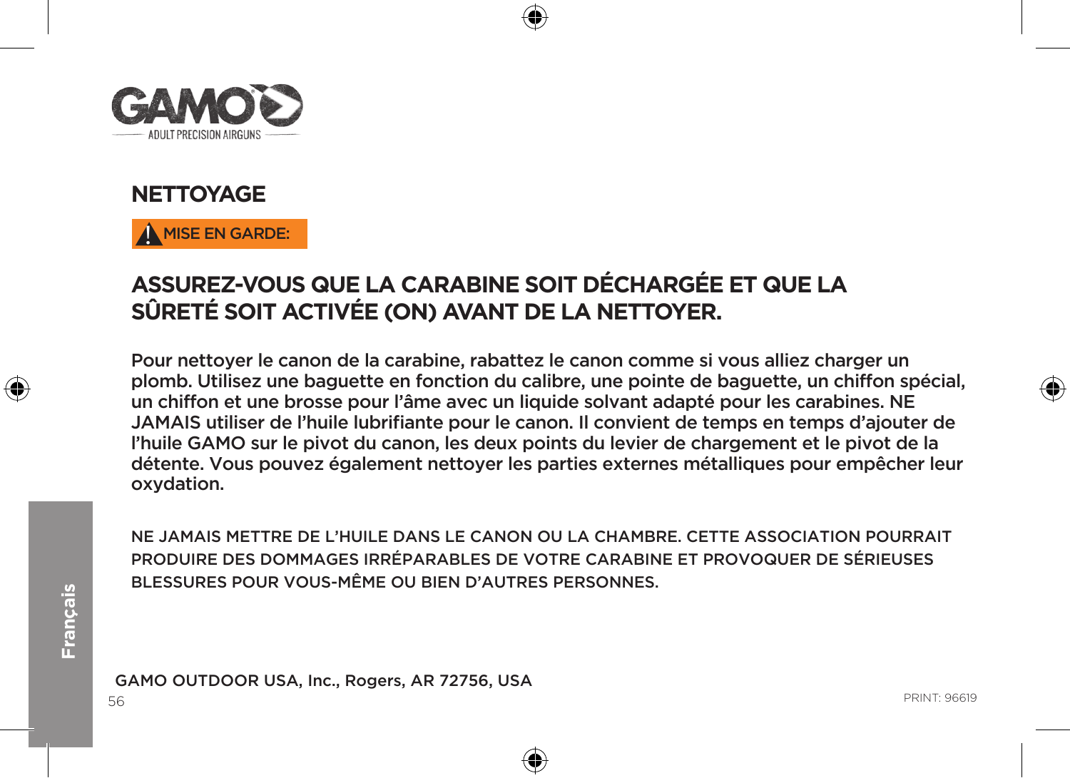## NETTOYAGE

⚠ MISE EN GARDE:

### ASSUREZ-VOUS QUE LA CARABINE SOIT DÉCHARGÉE ET QUE LA SÛRETÉ SOIT ACTIVÉE (ON) AVANT DE LA NETTOYER.

**Pour nettoyer le canon de la carabine, rabattez le canon comme si vous alliez charger un plomb. Utilisez une baguette en fonction du calibre, une pointe de baguette, un chiffon spécial, un chiffon et une brosse pour l'âme avec un liquide solvant adapté pour les carabines. NE JAMAIS utiliser de l'huile lubrifiante pour le canon. Il convient de temps en temps d'ajouter de l'huile GAMO sur le pivot du canon, les deux points du levier de chargement et le pivot de la détente. Vous pouvez également nettoyer les parties externes métalliques pour empêcher leur oxydation.**

NE JAMAIS METTRE DE L'HUILE DANS LE CANON OU LA CHAMBRE. CETTE ASSOCIATION POURRAIT PRODUIRE DES DOMMAGES IRRÉPARABLES DE VOTRE CARABINE ET PROVOQUER DE SÉRIEUSES BLESSURES POUR VOUS-MÊME OU BIEN D'AUTRES PERSONNES.

GAMO OUTDOOR USA, Inc., Rogers, AR 72756, USA

PRINT: 96619